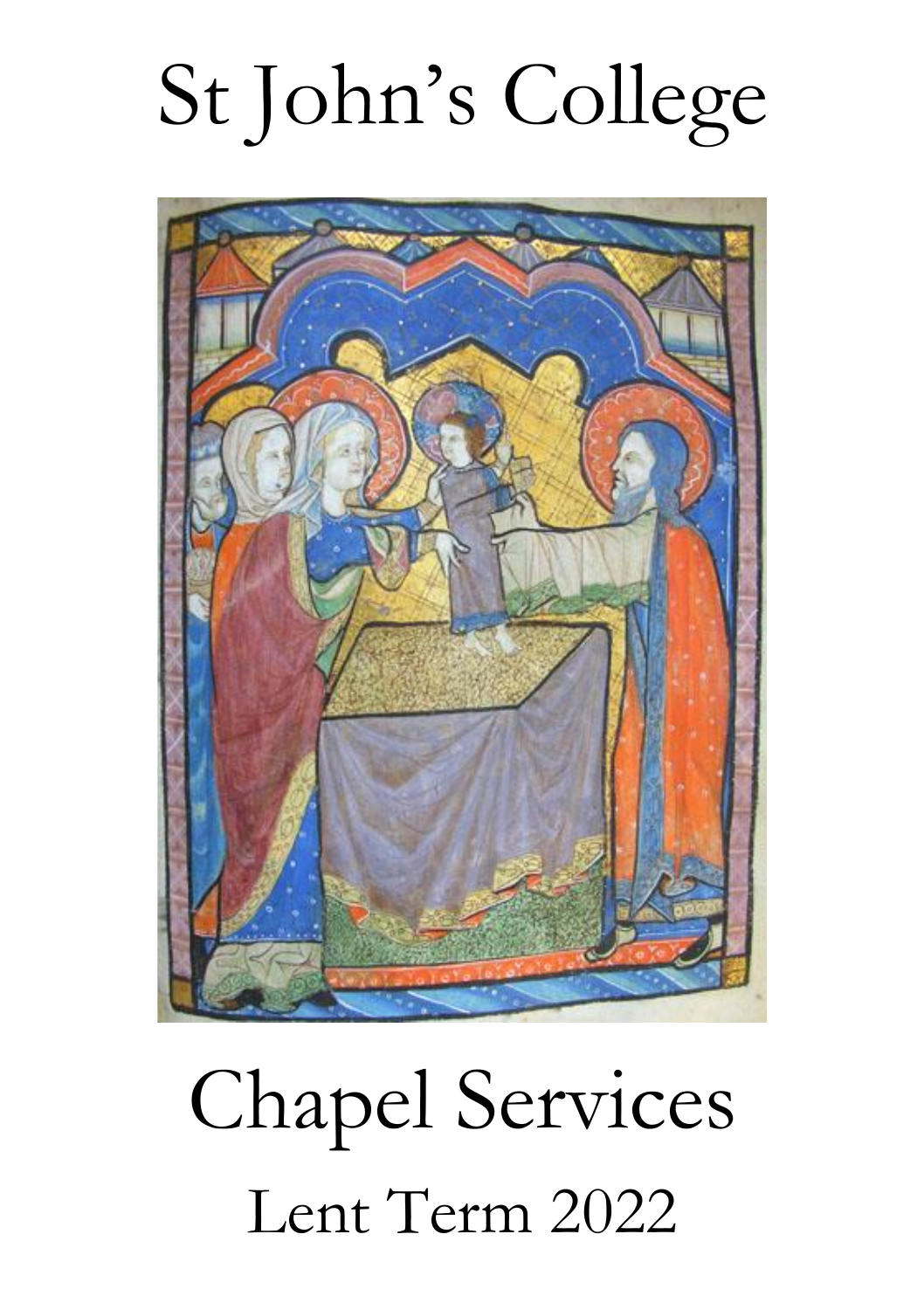# St John's College

# Chapel Services

## Lent Term 2022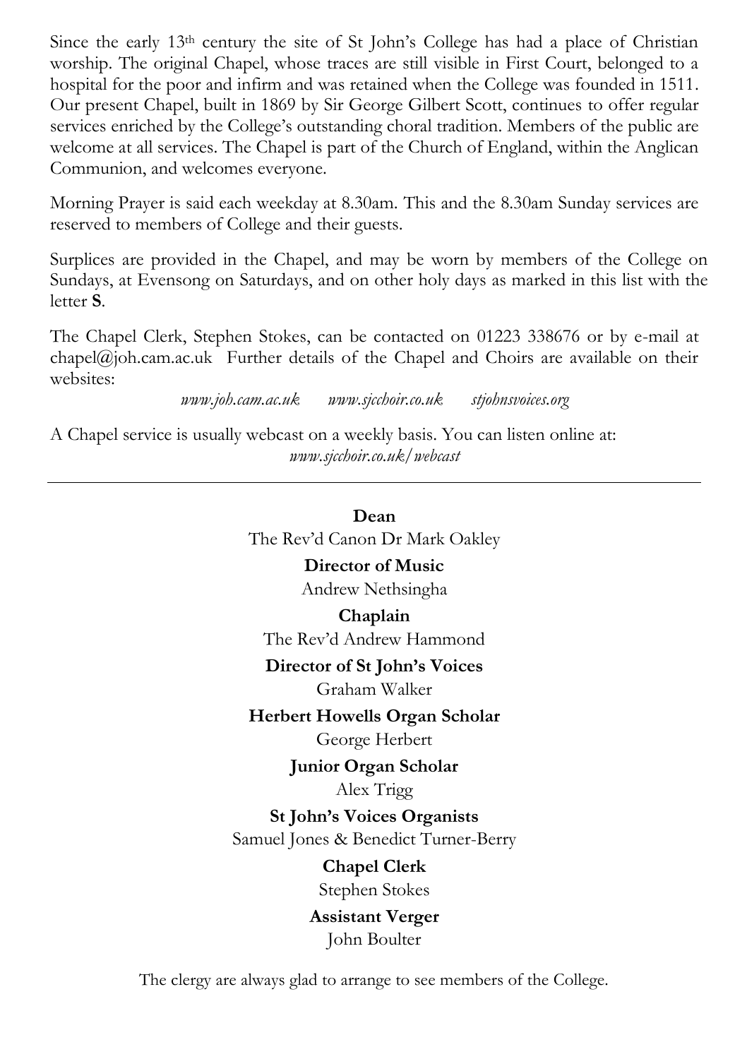Since the early 13th century the site of St John's College has had a place of Christian worship. The original Chapel, whose traces are still visible in First Court, belonged to a hospital for the poor and infirm and was retained when the College was founded in 1511. Our present Chapel, built in 1869 by Sir George Gilbert Scott, continues to offer regular services enriched by the College's outstanding choral tradition. Members of the public are welcome at all services. The Chapel is part of the Church of England, within the Anglican Communion, and welcomes everyone.

Morning Prayer is said each weekday at 8.30am. This and the 8.30am Sunday services are reserved to members of College and their guests.

Surplices are provided in the Chapel, and may be worn by members of the College on Sundays, at Evensong on Saturdays, and on other holy days as marked in this list with the letter **S**.

The Chapel Clerk, Stephen Stokes, can be contacted on 01223 338676 or by e-mail at chapel@joh.cam.ac.uk Further details of the Chapel and Choirs are available on their websites:

*www.joh.cam.ac.uk* *www.sjcchoir.co.uk* *stjohnsvoices.org*

A Chapel service is usually webcast on a weekly basis. You can listen online at:
*www.sjcchoir.co.uk/webcast*

---

**Dean**
The Rev'd Canon Dr Mark Oakley

**Director of Music**
Andrew Nethsingha

**Chaplain**
The Rev'd Andrew Hammond

**Director of St John's Voices**
Graham Walker

**Herbert Howells Organ Scholar**
George Herbert

**Junior Organ Scholar**
Alex Trigg

**St John's Voices Organists**
Samuel Jones & Benedict Turner-Berry

**Chapel Clerk**
Stephen Stokes

**Assistant Verger**
John Boulter

The clergy are always glad to arrange to see members of the College.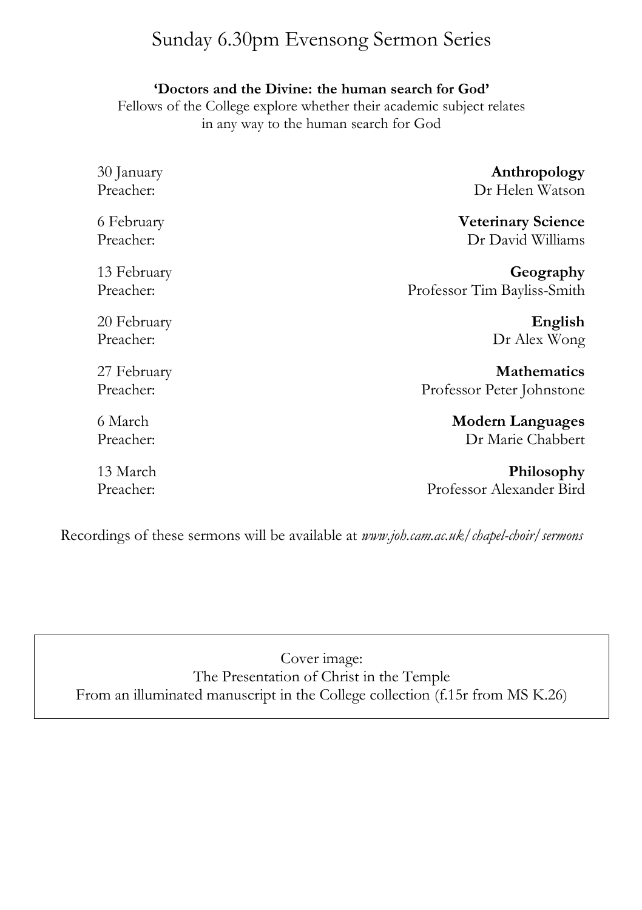# Sunday 6.30pm Evensong Sermon Series

**'Doctors and the Divine: the human search for God'**

Fellows of the College explore whether their academic subject relates in any way to the human search for God

30 January — **Anthropology**
Preacher: Dr Helen Watson

6 February — **Veterinary Science**
Preacher: Dr David Williams

13 February — **Geography**
Preacher: Professor Tim Bayliss-Smith

20 February — **English**
Preacher: Dr Alex Wong

27 February — **Mathematics**
Preacher: Professor Peter Johnstone

6 March — **Modern Languages**
Preacher: Dr Marie Chabbert

13 March — **Philosophy**
Preacher: Professor Alexander Bird

Recordings of these sermons will be available at *www.joh.cam.ac.uk/chapel-choir/sermons*

Cover image:
The Presentation of Christ in the Temple
From an illuminated manuscript in the College collection (f.15r from MS K.26)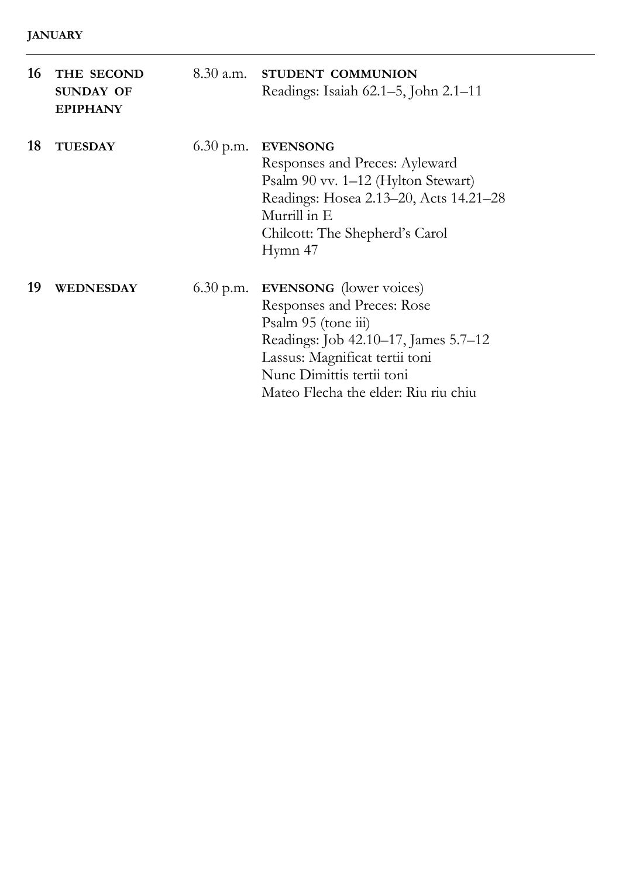**JANUARY**

---

**16** **THE SECOND SUNDAY OF EPIPHANY** — 8.30 a.m. **STUDENT COMMUNION**
Readings: Isaiah 62.1–5, John 2.1–11

**18** **TUESDAY** — 6.30 p.m. **EVENSONG**
Responses and Preces: Ayleward
Psalm 90 vv. 1–12 (Hylton Stewart)
Readings: Hosea 2.13–20, Acts 14.21–28
Murrill in E
Chilcott: The Shepherd's Carol
Hymn 47

**19** **WEDNESDAY** — 6.30 p.m. **EVENSONG** (lower voices)
Responses and Preces: Rose
Psalm 95 (tone iii)
Readings: Job 42.10–17, James 5.7–12
Lassus: Magnificat tertii toni
Nunc Dimittis tertii toni
Mateo Flecha the elder: Riu riu chiu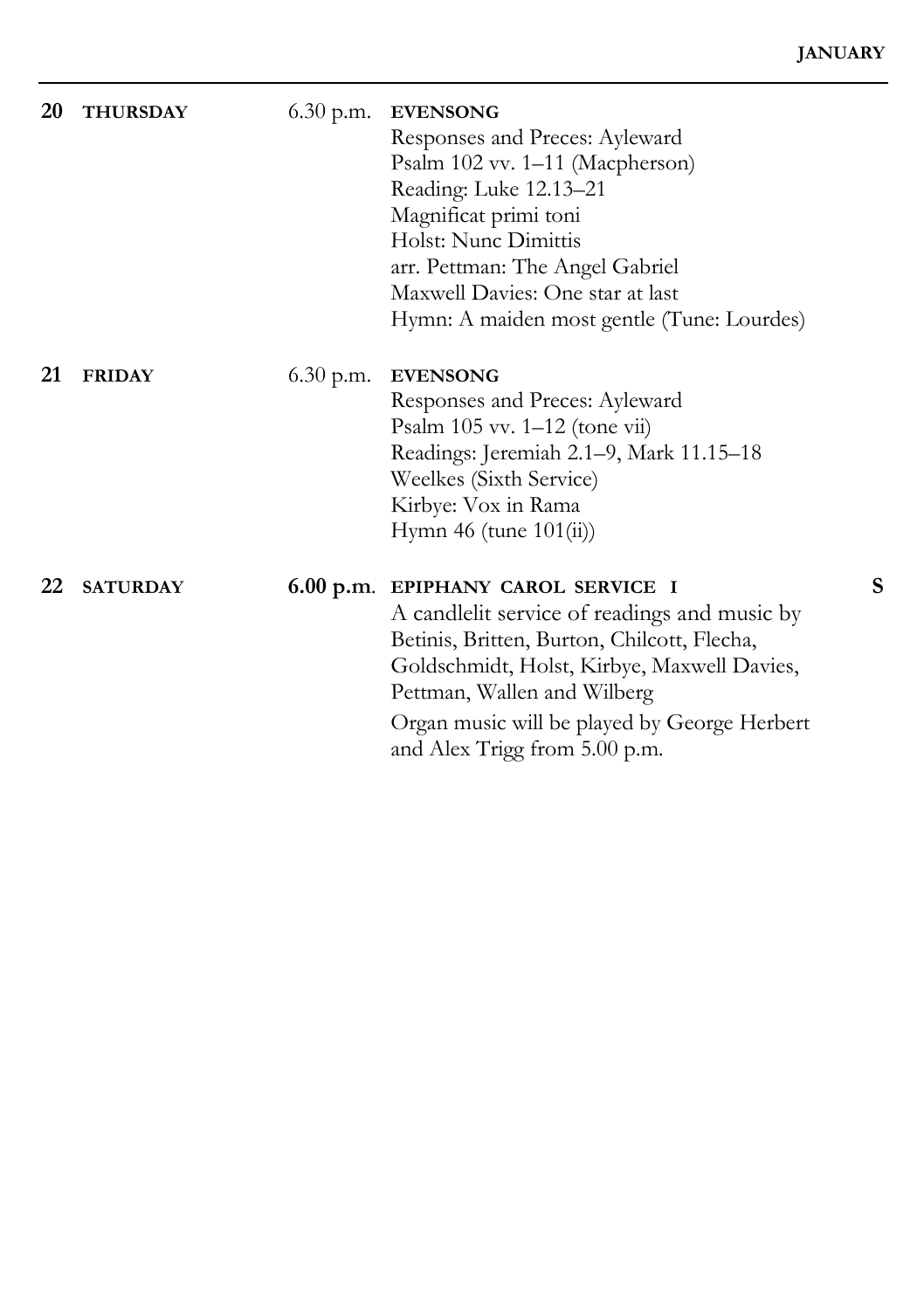| | | | | |
|---|---|---|---|---|
| **20** | **THURSDAY** | 6.30 p.m. | **EVENSONG**<br>Responses and Preces: Ayleward<br>Psalm 102 vv. 1–11 (Macpherson)<br>Reading: Luke 12.13–21<br>Magnificat primi toni<br>Holst: Nunc Dimittis<br>arr. Pettman: The Angel Gabriel<br>Maxwell Davies: One star at last<br>Hymn: A maiden most gentle (Tune: Lourdes) | |
| **21** | **FRIDAY** | 6.30 p.m. | **EVENSONG**<br>Responses and Preces: Ayleward<br>Psalm 105 vv. 1–12 (tone vii)<br>Readings: Jeremiah 2.1–9, Mark 11.15–18<br>Weelkes (Sixth Service)<br>Kirbye: Vox in Rama<br>Hymn 46 (tune 101(ii)) | |
| **22** | **SATURDAY** | **6.00 p.m**. | **EPIPHANY CAROL SERVICE I**<br>A candlelit service of readings and music by Betinis, Britten, Burton, Chilcott, Flecha, Goldschmidt, Holst, Kirbye, Maxwell Davies, Pettman, Wallen and Wilberg<br>Organ music will be played by George Herbert and Alex Trigg from 5.00 p.m. | **S** |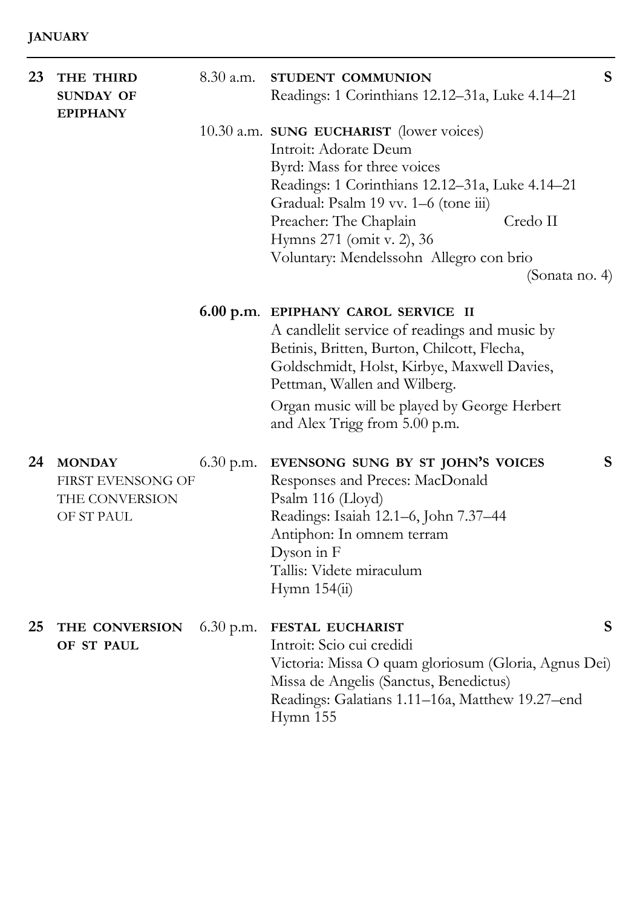**JANUARY**

---

**23 THE THIRD SUNDAY OF EPIPHANY**

8.30 a.m. **STUDENT COMMUNION** **S**
Readings: 1 Corinthians 12.12–31a, Luke 4.14–21

10.30 a.m. **SUNG EUCHARIST** (lower voices)
Introit: Adorate Deum
Byrd: Mass for three voices
Readings: 1 Corinthians 12.12–31a, Luke 4.14–21
Gradual: Psalm 19 vv. 1–6 (tone iii)
Preacher: The Chaplain — Credo II
Hymns 271 (omit v. 2), 36
Voluntary: Mendelssohn Allegro con brio (Sonata no. 4)

**6.00 p.m.** **EPIPHANY CAROL SERVICE II**
A candlelit service of readings and music by Betinis, Britten, Burton, Chilcott, Flecha, Goldschmidt, Holst, Kirbye, Maxwell Davies, Pettman, Wallen and Wilberg.
Organ music will be played by George Herbert and Alex Trigg from 5.00 p.m.

**24 MONDAY**
FIRST EVENSONG OF THE CONVERSION OF ST PAUL

6.30 p.m. **EVENSONG SUNG BY ST JOHN'S VOICES** **S**
Responses and Preces: MacDonald
Psalm 116 (Lloyd)
Readings: Isaiah 12.1–6, John 7.37–44
Antiphon: In omnem terram
Dyson in F
Tallis: Videte miraculum
Hymn 154(ii)

**25 THE CONVERSION OF ST PAUL**

6.30 p.m. **FESTAL EUCHARIST** **S**
Introit: Scio cui credidi
Victoria: Missa O quam gloriosum (Gloria, Agnus Dei)
Missa de Angelis (Sanctus, Benedictus)
Readings: Galatians 1.11–16a, Matthew 19.27–end
Hymn 155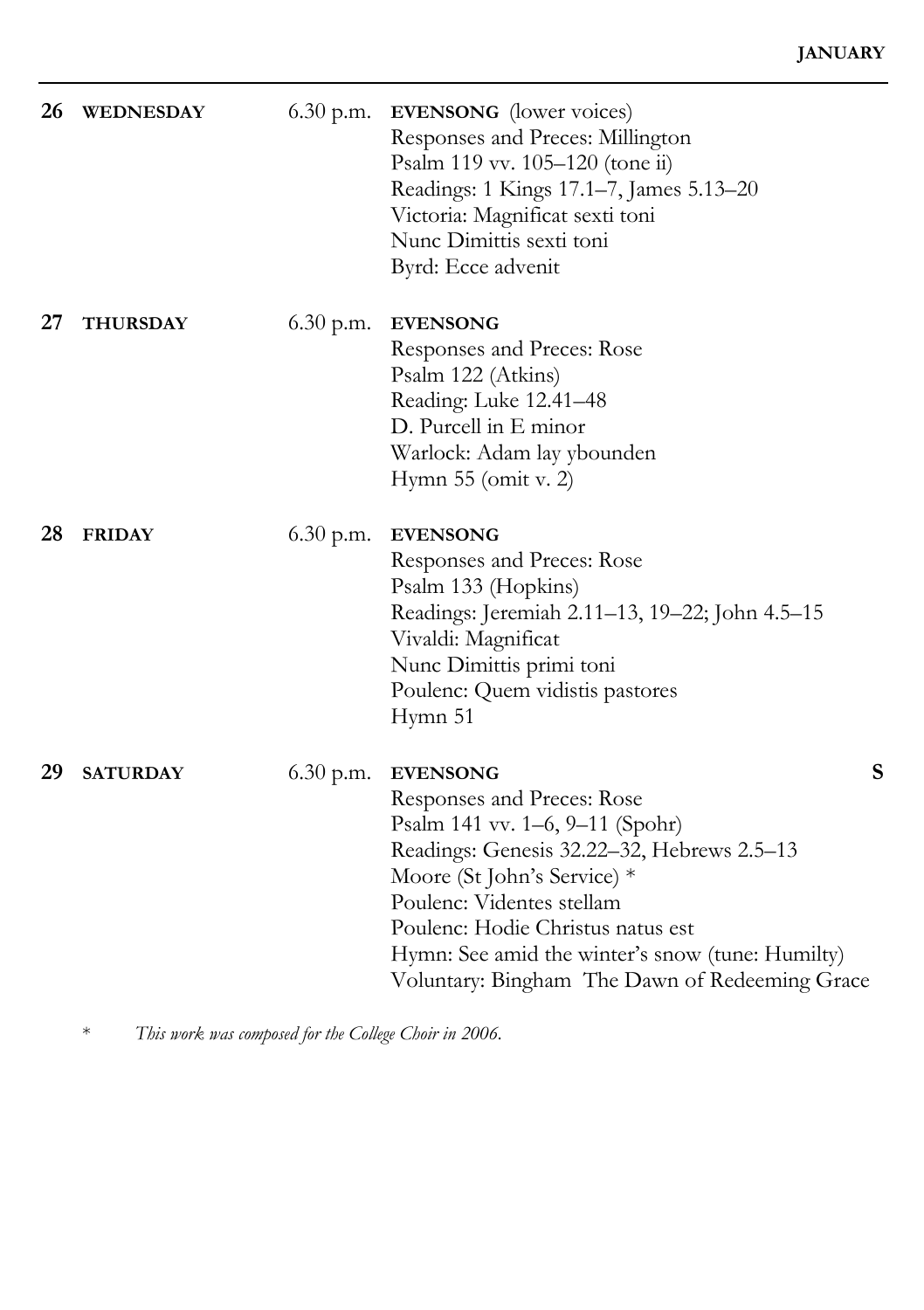**26 WEDNESDAY** 6.30 p.m. **EVENSONG** (lower voices)
Responses and Preces: Millington
Psalm 119 vv. 105–120 (tone ii)
Readings: 1 Kings 17.1–7, James 5.13–20
Victoria: Magnificat sexti toni
Nunc Dimittis sexti toni
Byrd: Ecce advenit

**27 THURSDAY** 6.30 p.m. **EVENSONG**
Responses and Preces: Rose
Psalm 122 (Atkins)
Reading: Luke 12.41–48
D. Purcell in E minor
Warlock: Adam lay ybounden
Hymn 55 (omit v. 2)

**28 FRIDAY** 6.30 p.m. **EVENSONG**
Responses and Preces: Rose
Psalm 133 (Hopkins)
Readings: Jeremiah 2.11–13, 19–22; John 4.5–15
Vivaldi: Magnificat
Nunc Dimittis primi toni
Poulenc: Quem vidistis pastores
Hymn 51

**29 SATURDAY** 6.30 p.m. **EVENSONG** **S**
Responses and Preces: Rose
Psalm 141 vv. 1–6, 9–11 (Spohr)
Readings: Genesis 32.22–32, Hebrews 2.5–13
Moore (St John's Service) *
Poulenc: Videntes stellam
Poulenc: Hodie Christus natus est
Hymn: See amid the winter's snow (tune: Humilty)
Voluntary: Bingham The Dawn of Redeeming Grace

\* *This work was composed for the College Choir in 2006.*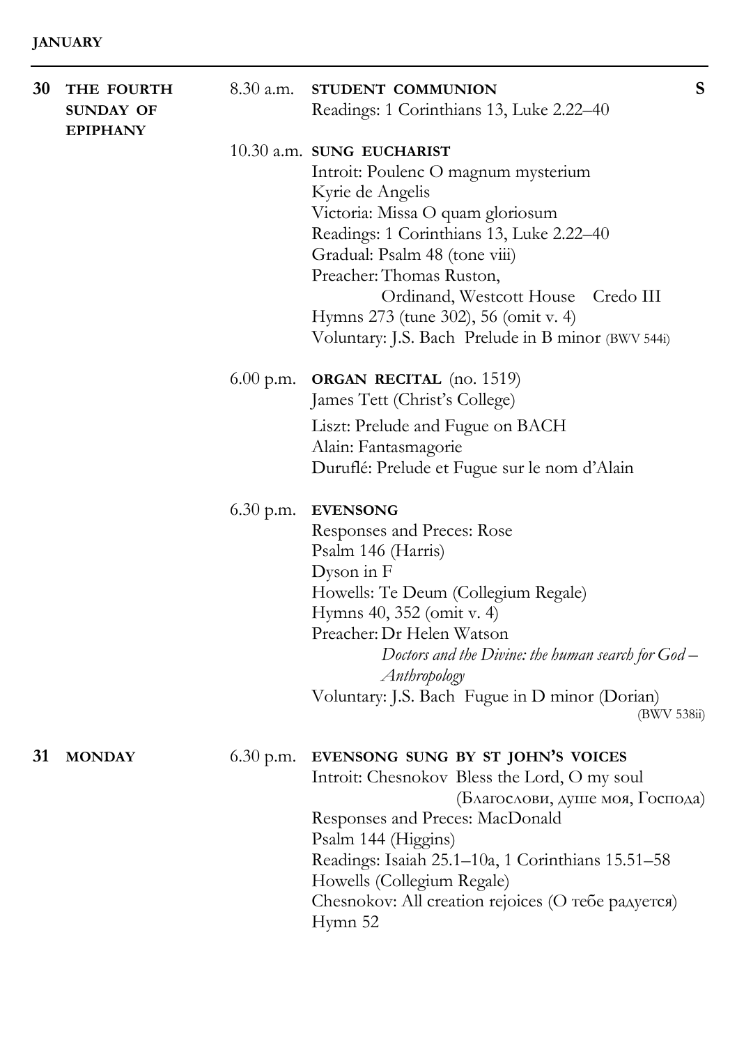**JANUARY**

---

**30 THE FOURTH SUNDAY OF EPIPHANY**

8.30 a.m. **STUDENT COMMUNION** **S**
Readings: 1 Corinthians 13, Luke 2.22–40

10.30 a.m. **SUNG EUCHARIST**
Introit: Poulenc O magnum mysterium
Kyrie de Angelis
Victoria: Missa O quam gloriosum
Readings: 1 Corinthians 13, Luke 2.22–40
Gradual: Psalm 48 (tone viii)
Preacher: Thomas Ruston,
Ordinand, Westcott House Credo III
Hymns 273 (tune 302), 56 (omit v. 4)
Voluntary: J.S. Bach Prelude in B minor (BWV 544i)

6.00 p.m. **ORGAN RECITAL** (no. 1519)
James Tett (Christ's College)
Liszt: Prelude and Fugue on BACH
Alain: Fantasmagorie
Duruflé: Prelude et Fugue sur le nom d'Alain

6.30 p.m. **EVENSONG**
Responses and Preces: Rose
Psalm 146 (Harris)
Dyson in F
Howells: Te Deum (Collegium Regale)
Hymns 40, 352 (omit v. 4)
Preacher: Dr Helen Watson
*Doctors and the Divine: the human search for God – Anthropology*
Voluntary: J.S. Bach Fugue in D minor (Dorian) (BWV 538ii)

**31 MONDAY**

6.30 p.m. **EVENSONG SUNG BY ST JOHN'S VOICES**
Introit: Chesnokov Bless the Lord, O my soul (Благослови, душе моя, Господа)
Responses and Preces: MacDonald
Psalm 144 (Higgins)
Readings: Isaiah 25.1–10a, 1 Corinthians 15.51–58
Howells (Collegium Regale)
Chesnokov: All creation rejoices (О тебе радуется)
Hymn 52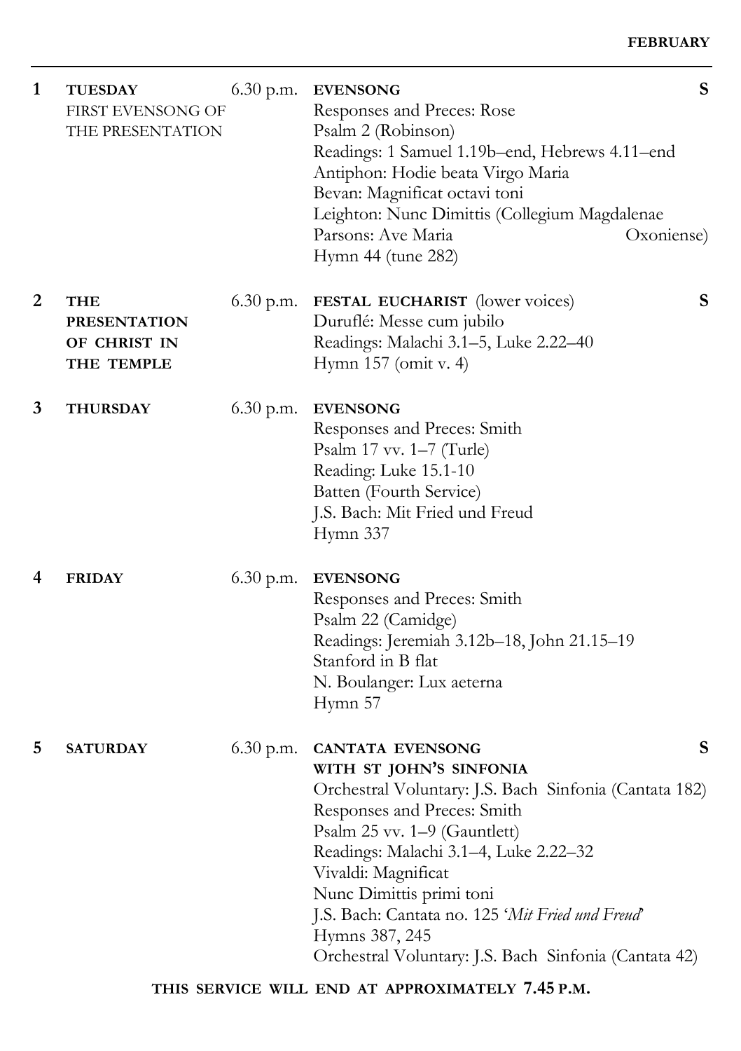# FEBRUARY

| | | | | |
|---|---|---|---|---|
| **1** | **TUESDAY**<br>FIRST EVENSONG OF THE PRESENTATION | 6.30 p.m. | **EVENSONG**<br>Responses and Preces: Rose<br>Psalm 2 (Robinson)<br>Readings: 1 Samuel 1.19b–end, Hebrews 4.11–end<br>Antiphon: Hodie beata Virgo Maria<br>Bevan: Magnificat octavi toni<br>Leighton: Nunc Dimittis (Collegium Magdalenae Oxoniense)<br>Parsons: Ave Maria<br>Hymn 44 (tune 282) | **S** |
| **2** | **THE PRESENTATION OF CHRIST IN THE TEMPLE** | 6.30 p.m. | **FESTAL EUCHARIST** (lower voices)<br>Duruflé: Messe cum jubilo<br>Readings: Malachi 3.1–5, Luke 2.22–40<br>Hymn 157 (omit v. 4) | **S** |
| **3** | **THURSDAY** | 6.30 p.m. | **EVENSONG**<br>Responses and Preces: Smith<br>Psalm 17 vv. 1–7 (Turle)<br>Reading: Luke 15.1-10<br>Batten (Fourth Service)<br>J.S. Bach: Mit Fried und Freud<br>Hymn 337 | |
| **4** | **FRIDAY** | 6.30 p.m. | **EVENSONG**<br>Responses and Preces: Smith<br>Psalm 22 (Camidge)<br>Readings: Jeremiah 3.12b–18, John 21.15–19<br>Stanford in B flat<br>N. Boulanger: Lux aeterna<br>Hymn 57 | |
| **5** | **SATURDAY** | 6.30 p.m. | **CANTATA EVENSONG WITH ST JOHN'S SINFONIA**<br>Orchestral Voluntary: J.S. Bach Sinfonia (Cantata 182)<br>Responses and Preces: Smith<br>Psalm 25 vv. 1–9 (Gauntlett)<br>Readings: Malachi 3.1–4, Luke 2.22–32<br>Vivaldi: Magnificat<br>Nunc Dimittis primi toni<br>J.S. Bach: Cantata no. 125 '*Mit Fried und Freud*'<br>Hymns 387, 245<br>Orchestral Voluntary: J.S. Bach Sinfonia (Cantata 42) | **S** |

**THIS SERVICE WILL END AT APPROXIMATELY 7.45 P.M.**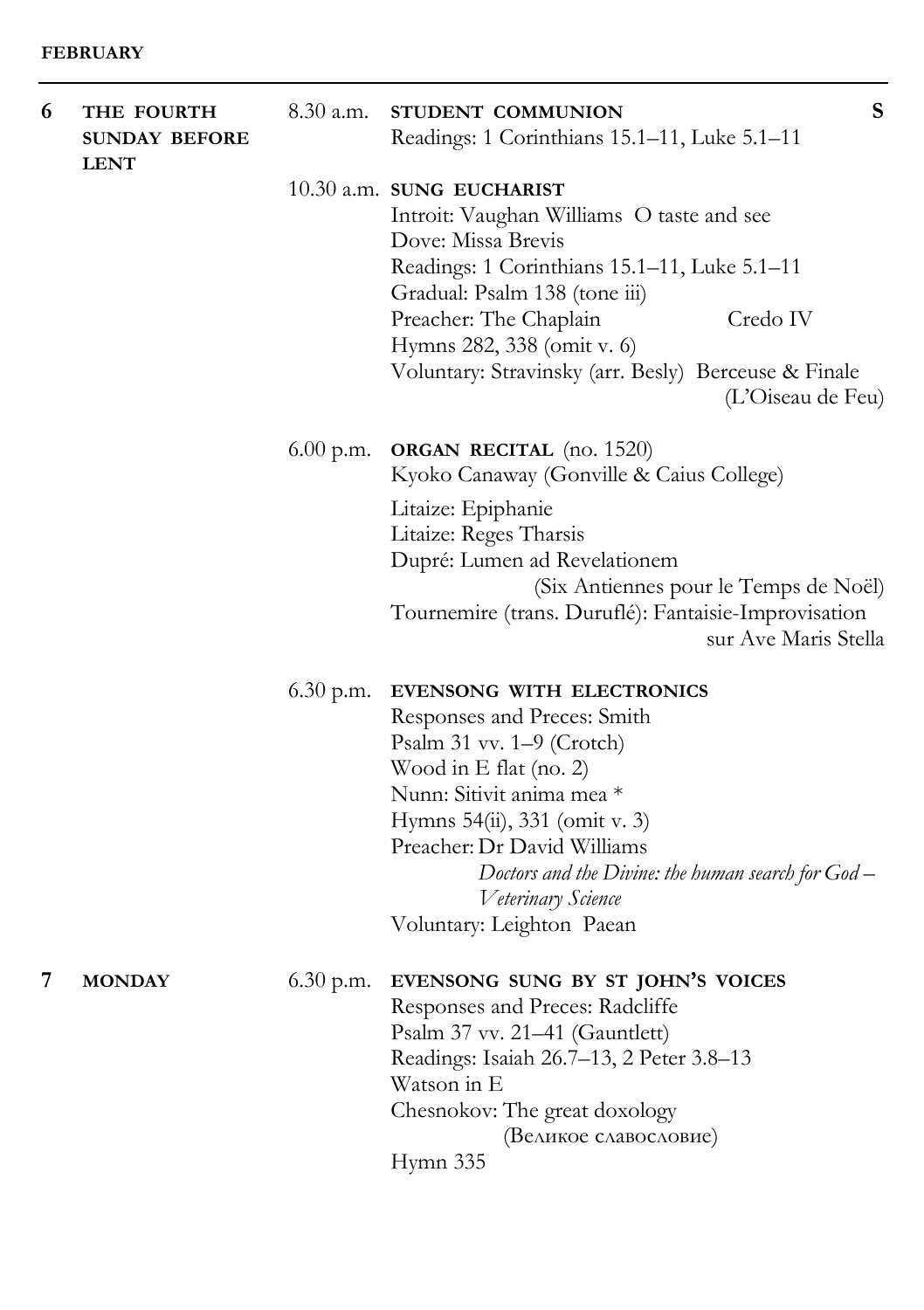**FEBRUARY**

---

**6** **THE FOURTH SUNDAY BEFORE LENT**

8.30 a.m. **STUDENT COMMUNION** **S**
Readings: 1 Corinthians 15.1–11, Luke 5.1–11

10.30 a.m. **SUNG EUCHARIST**
Introit: Vaughan Williams O taste and see
Dove: Missa Brevis
Readings: 1 Corinthians 15.1–11, Luke 5.1–11
Gradual: Psalm 138 (tone iii)
Preacher: The Chaplain Credo IV
Hymns 282, 338 (omit v. 6)
Voluntary: Stravinsky (arr. Besly) Berceuse & Finale (L'Oiseau de Feu)

6.00 p.m. **ORGAN RECITAL** (no. 1520)
Kyoko Canaway (Gonville & Caius College)

Litaize: Epiphanie
Litaize: Reges Tharsis
Dupré: Lumen ad Revelationem (Six Antiennes pour le Temps de Noël)
Tournemire (trans. Duruflé): Fantaisie-Improvisation sur Ave Maris Stella

6.30 p.m. **EVENSONG WITH ELECTRONICS**
Responses and Preces: Smith
Psalm 31 vv. 1–9 (Crotch)
Wood in E flat (no. 2)
Nunn: Sitivit anima mea *
Hymns 54(ii), 331 (omit v. 3)
Preacher: Dr David Williams
*Doctors and the Divine: the human search for God – Veterinary Science*
Voluntary: Leighton Paean

**7** **MONDAY**

6.30 p.m. **EVENSONG SUNG BY ST JOHN'S VOICES**
Responses and Preces: Radcliffe
Psalm 37 vv. 21–41 (Gauntlett)
Readings: Isaiah 26.7–13, 2 Peter 3.8–13
Watson in E
Chesnokov: The great doxology (Великое славословие)
Hymn 335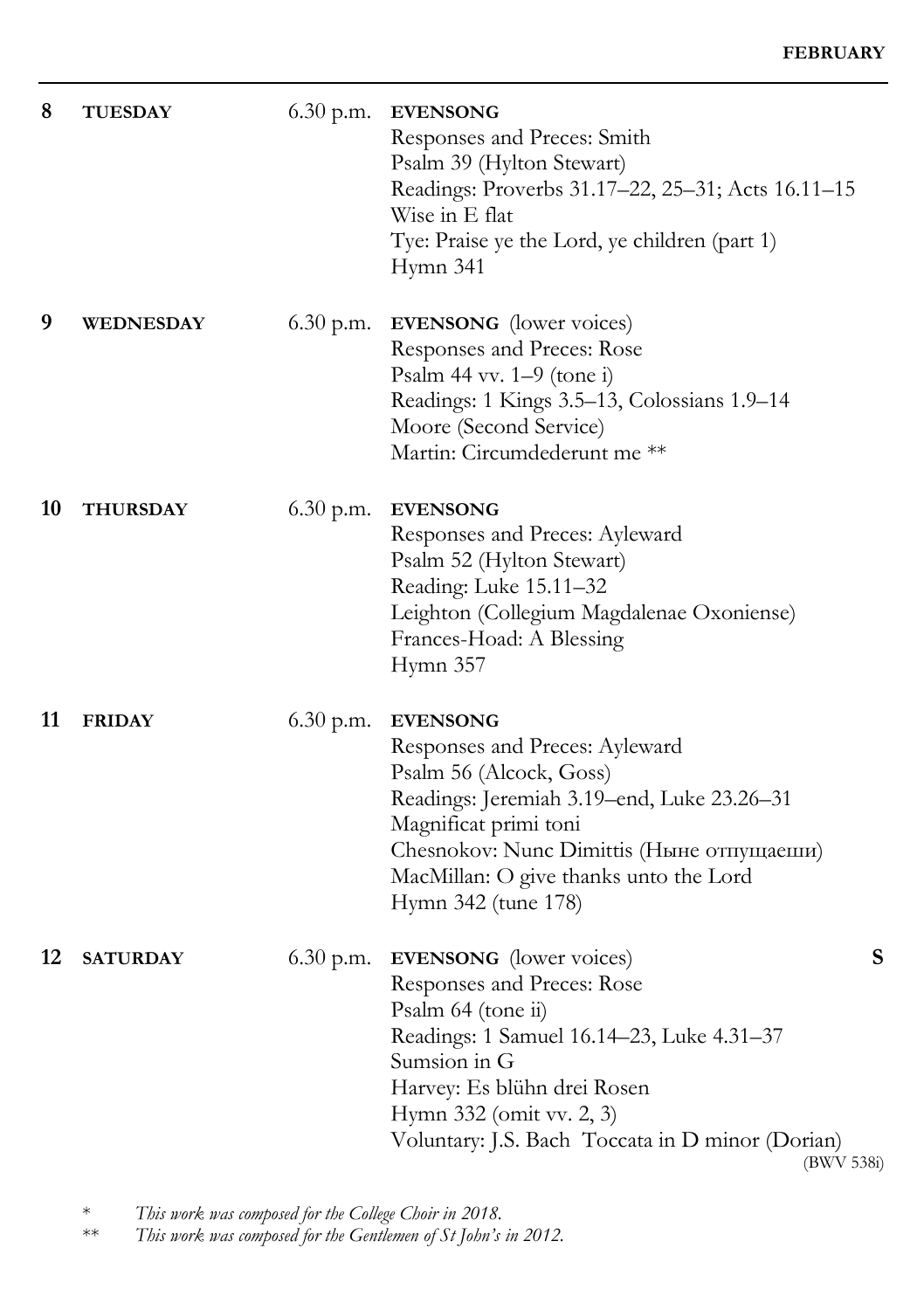**FEBRUARY**

| | | | |
|---|---|---|---|
| **8** | **TUESDAY** | 6.30 p.m. | **EVENSONG**<br>Responses and Preces: Smith<br>Psalm 39 (Hylton Stewart)<br>Readings: Proverbs 31.17–22, 25–31; Acts 16.11–15<br>Wise in E flat<br>Tye: Praise ye the Lord, ye children (part 1)<br>Hymn 341 |
| **9** | **WEDNESDAY** | 6.30 p.m. | **EVENSONG** (lower voices)<br>Responses and Preces: Rose<br>Psalm 44 vv. 1–9 (tone i)<br>Readings: 1 Kings 3.5–13, Colossians 1.9–14<br>Moore (Second Service)<br>Martin: Circumdederunt me ** |
| **10** | **THURSDAY** | 6.30 p.m. | **EVENSONG**<br>Responses and Preces: Ayleward<br>Psalm 52 (Hylton Stewart)<br>Reading: Luke 15.11–32<br>Leighton (Collegium Magdalenae Oxoniense)<br>Frances-Hoad: A Blessing<br>Hymn 357 |
| **11** | **FRIDAY** | 6.30 p.m. | **EVENSONG**<br>Responses and Preces: Ayleward<br>Psalm 56 (Alcock, Goss)<br>Readings: Jeremiah 3.19–end, Luke 23.26–31<br>Magnificat primi toni<br>Chesnokov: Nunc Dimittis (Ныне отпущаеши)<br>MacMillan: O give thanks unto the Lord<br>Hymn 342 (tune 178) |
| **12** | **SATURDAY** | 6.30 p.m. | **EVENSONG** (lower voices) **S**<br>Responses and Preces: Rose<br>Psalm 64 (tone ii)<br>Readings: 1 Samuel 16.14–23, Luke 4.31–37<br>Sumsion in G<br>Harvey: Es blühn drei Rosen<br>Hymn 332 (omit vv. 2, 3)<br>Voluntary: J.S. Bach Toccata in D minor (Dorian) (BWV 538i) |

\* *This work was composed for the College Choir in 2018.*

\*\* *This work was composed for the Gentlemen of St John's in 2012.*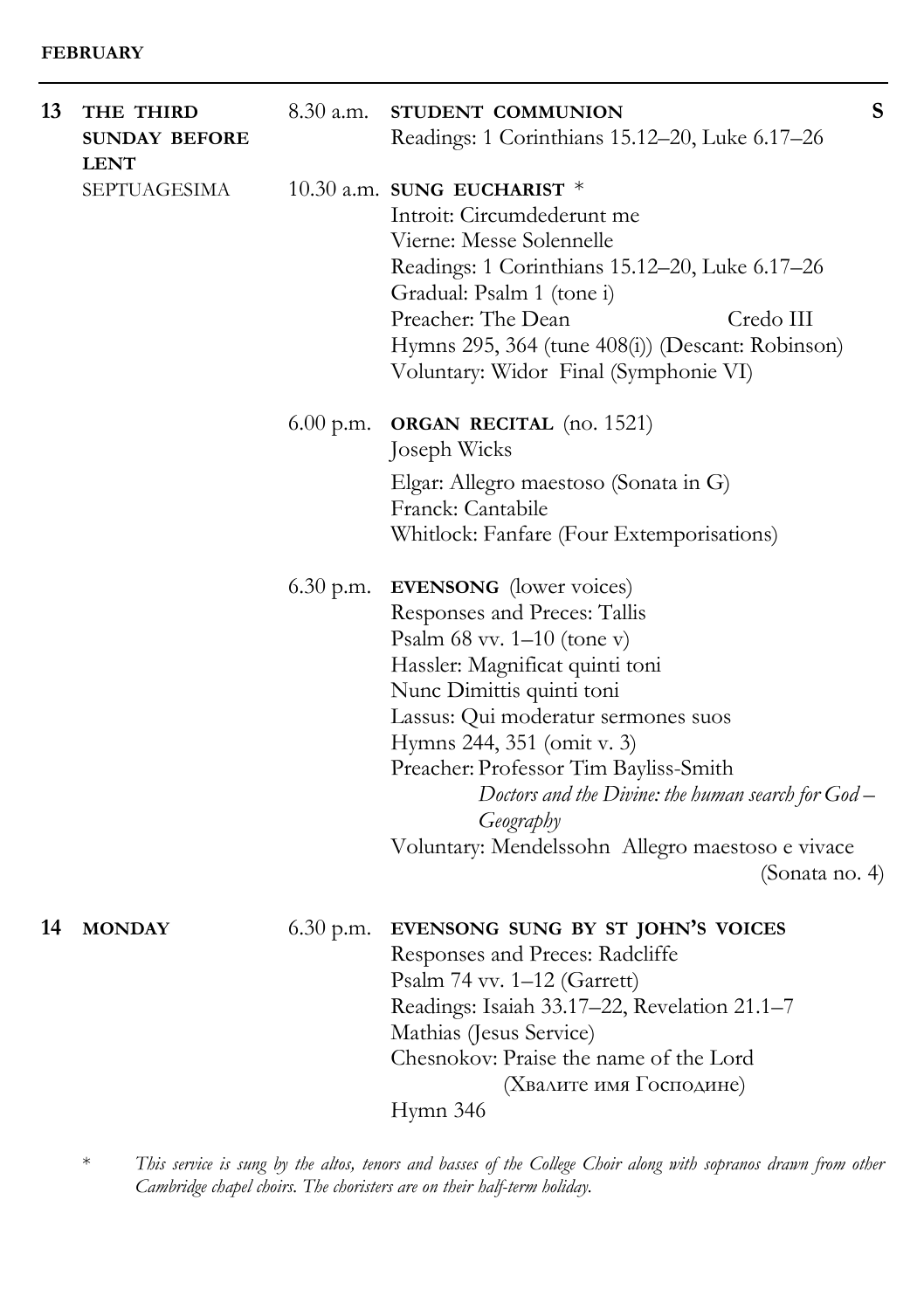**FEBRUARY**

---

**13 THE THIRD SUNDAY BEFORE LENT**
SEPTUAGESIMA

8.30 a.m. **STUDENT COMMUNION** **S**
Readings: 1 Corinthians 15.12–20, Luke 6.17–26

10.30 a.m. **SUNG EUCHARIST** *
Introit: Circumdederunt me
Vierne: Messe Solennelle
Readings: 1 Corinthians 15.12–20, Luke 6.17–26
Gradual: Psalm 1 (tone i)
Preacher: The Dean — Credo III
Hymns 295, 364 (tune 408(i)) (Descant: Robinson)
Voluntary: Widor Final (Symphonie VI)

6.00 p.m. **ORGAN RECITAL** (no. 1521)
Joseph Wicks

Elgar: Allegro maestoso (Sonata in G)
Franck: Cantabile
Whitlock: Fanfare (Four Extemporisations)

6.30 p.m. **EVENSONG** (lower voices)
Responses and Preces: Tallis
Psalm 68 vv. 1–10 (tone v)
Hassler: Magnificat quinti toni
Nunc Dimittis quinti toni
Lassus: Qui moderatur sermones suos
Hymns 244, 351 (omit v. 3)
Preacher: Professor Tim Bayliss-Smith
*Doctors and the Divine: the human search for God – Geography*
Voluntary: Mendelssohn Allegro maestoso e vivace (Sonata no. 4)

**14 MONDAY**

6.30 p.m. **EVENSONG SUNG BY ST JOHN'S VOICES**
Responses and Preces: Radcliffe
Psalm 74 vv. 1–12 (Garrett)
Readings: Isaiah 33.17–22, Revelation 21.1–7
Mathias (Jesus Service)
Chesnokov: Praise the name of the Lord
(Хвалите имя Господине)
Hymn 346

\* *This service is sung by the altos, tenors and basses of the College Choir along with sopranos drawn from other Cambridge chapel choirs. The choristers are on their half-term holiday.*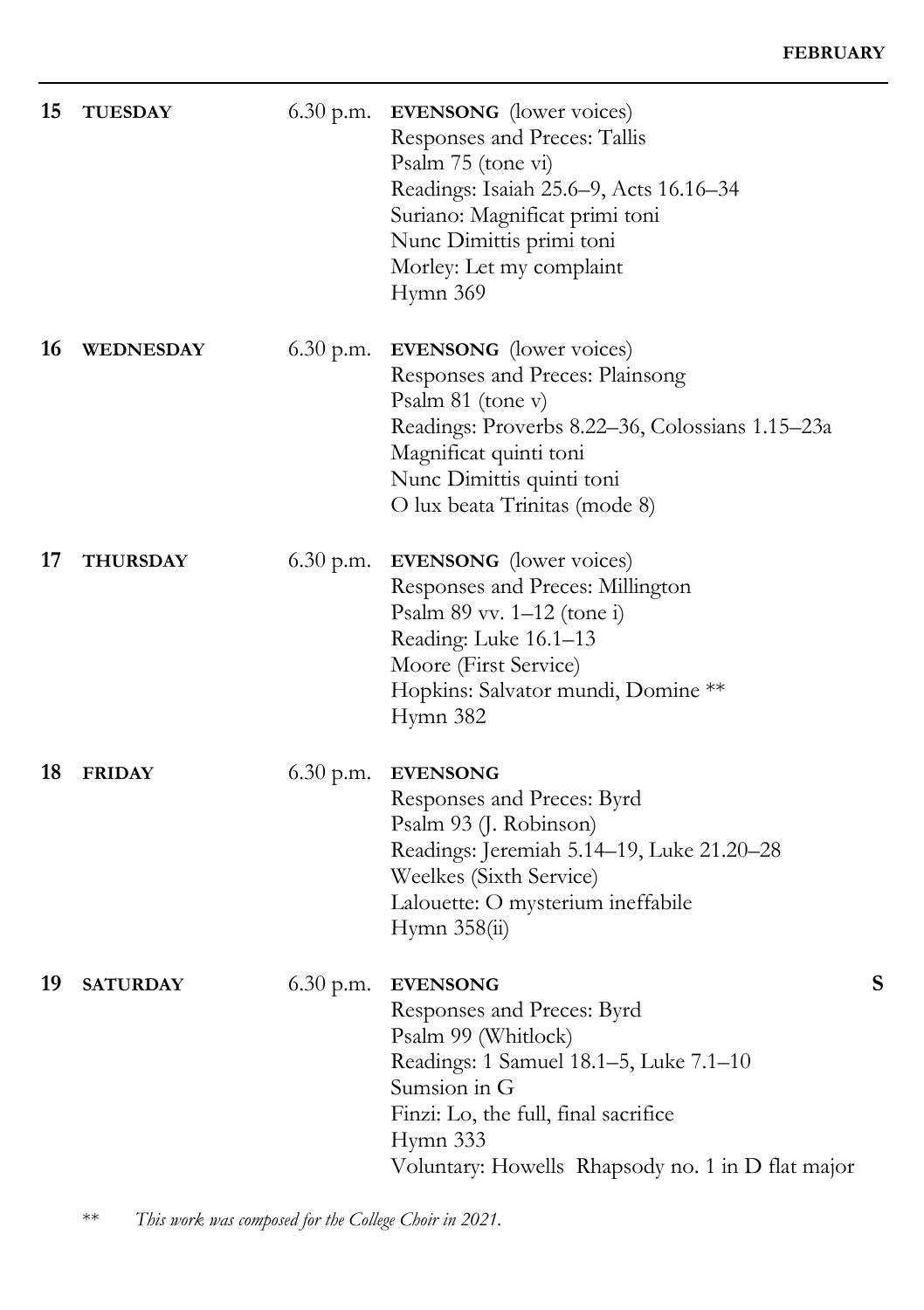**FEBRUARY**

**15 TUESDAY** — 6.30 p.m. **EVENSONG** (lower voices)
Responses and Preces: Tallis
Psalm 75 (tone vi)
Readings: Isaiah 25.6–9, Acts 16.16–34
Suriano: Magnificat primi toni
Nunc Dimittis primi toni
Morley: Let my complaint
Hymn 369

**16 WEDNESDAY** — 6.30 p.m. **EVENSONG** (lower voices)
Responses and Preces: Plainsong
Psalm 81 (tone v)
Readings: Proverbs 8.22–36, Colossians 1.15–23a
Magnificat quinti toni
Nunc Dimittis quinti toni
O lux beata Trinitas (mode 8)

**17 THURSDAY** — 6.30 p.m. **EVENSONG** (lower voices)
Responses and Preces: Millington
Psalm 89 vv. 1–12 (tone i)
Reading: Luke 16.1–13
Moore (First Service)
Hopkins: Salvator mundi, Domine **
Hymn 382

**18 FRIDAY** — 6.30 p.m. **EVENSONG**
Responses and Preces: Byrd
Psalm 93 (J. Robinson)
Readings: Jeremiah 5.14–19, Luke 21.20–28
Weelkes (Sixth Service)
Lalouette: O mysterium ineffabile
Hymn 358(ii)

**19 SATURDAY** — 6.30 p.m. **EVENSONG** **S**
Responses and Preces: Byrd
Psalm 99 (Whitlock)
Readings: 1 Samuel 18.1–5, Luke 7.1–10
Sumsion in G
Finzi: Lo, the full, final sacrifice
Hymn 333
Voluntary: Howells Rhapsody no. 1 in D flat major

** *This work was composed for the College Choir in 2021.*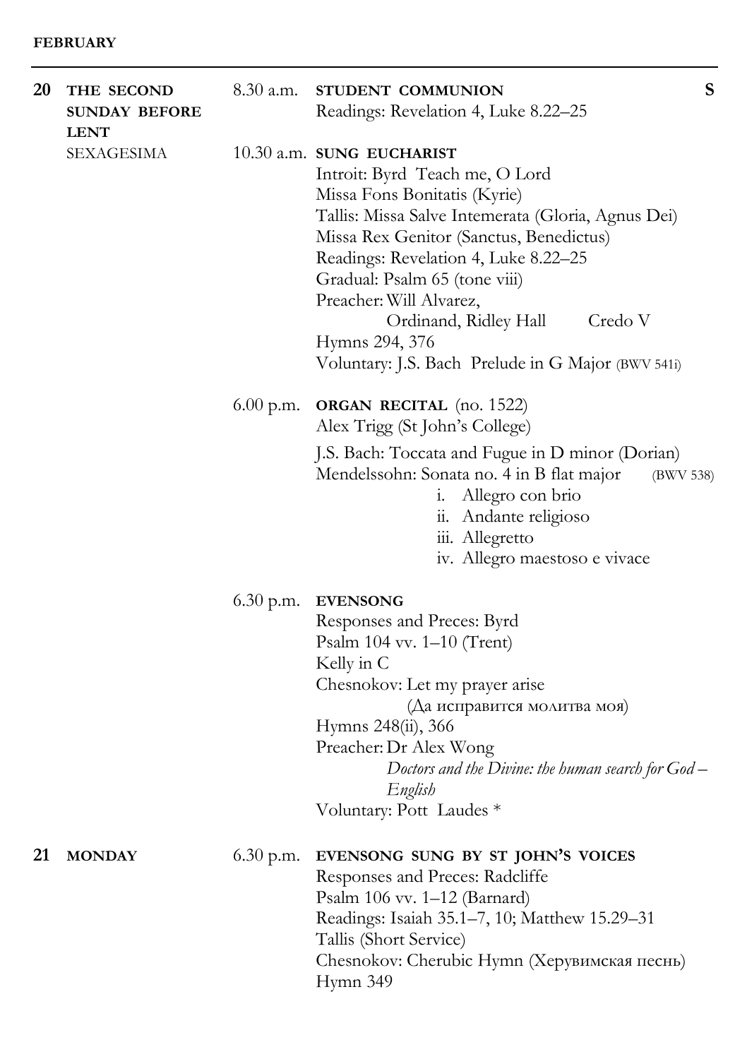**FEBRUARY**

---

**20 THE SECOND SUNDAY BEFORE LENT**
SEXAGESIMA

8.30 a.m. **STUDENT COMMUNION** **S**
Readings: Revelation 4, Luke 8.22–25

10.30 a.m. **SUNG EUCHARIST**
Introit: Byrd Teach me, O Lord
Missa Fons Bonitatis (Kyrie)
Tallis: Missa Salve Intemerata (Gloria, Agnus Dei)
Missa Rex Genitor (Sanctus, Benedictus)
Readings: Revelation 4, Luke 8.22–25
Gradual: Psalm 65 (tone viii)
Preacher: Will Alvarez,
Ordinand, Ridley Hall Credo V
Hymns 294, 376
Voluntary: J.S. Bach Prelude in G Major (BWV 541i)

6.00 p.m. **ORGAN RECITAL** (no. 1522)
Alex Trigg (St John's College)

J.S. Bach: Toccata and Fugue in D minor (Dorian) (BWV 538)
Mendelssohn: Sonata no. 4 in B flat major

i. Allegro con brio
ii. Andante religioso
iii. Allegretto
iv. Allegro maestoso e vivace

6.30 p.m. **EVENSONG**
Responses and Preces: Byrd
Psalm 104 vv. 1–10 (Trent)
Kelly in C
Chesnokov: Let my prayer arise
(Да исправится молитва моя)
Hymns 248(ii), 366
Preacher: Dr Alex Wong
*Doctors and the Divine: the human search for God – English*
Voluntary: Pott Laudes *

**21 MONDAY**

6.30 p.m. **EVENSONG SUNG BY ST JOHN'S VOICES**
Responses and Preces: Radcliffe
Psalm 106 vv. 1–12 (Barnard)
Readings: Isaiah 35.1–7, 10; Matthew 15.29–31
Tallis (Short Service)
Chesnokov: Cherubic Hymn (Херувимская песнь)
Hymn 349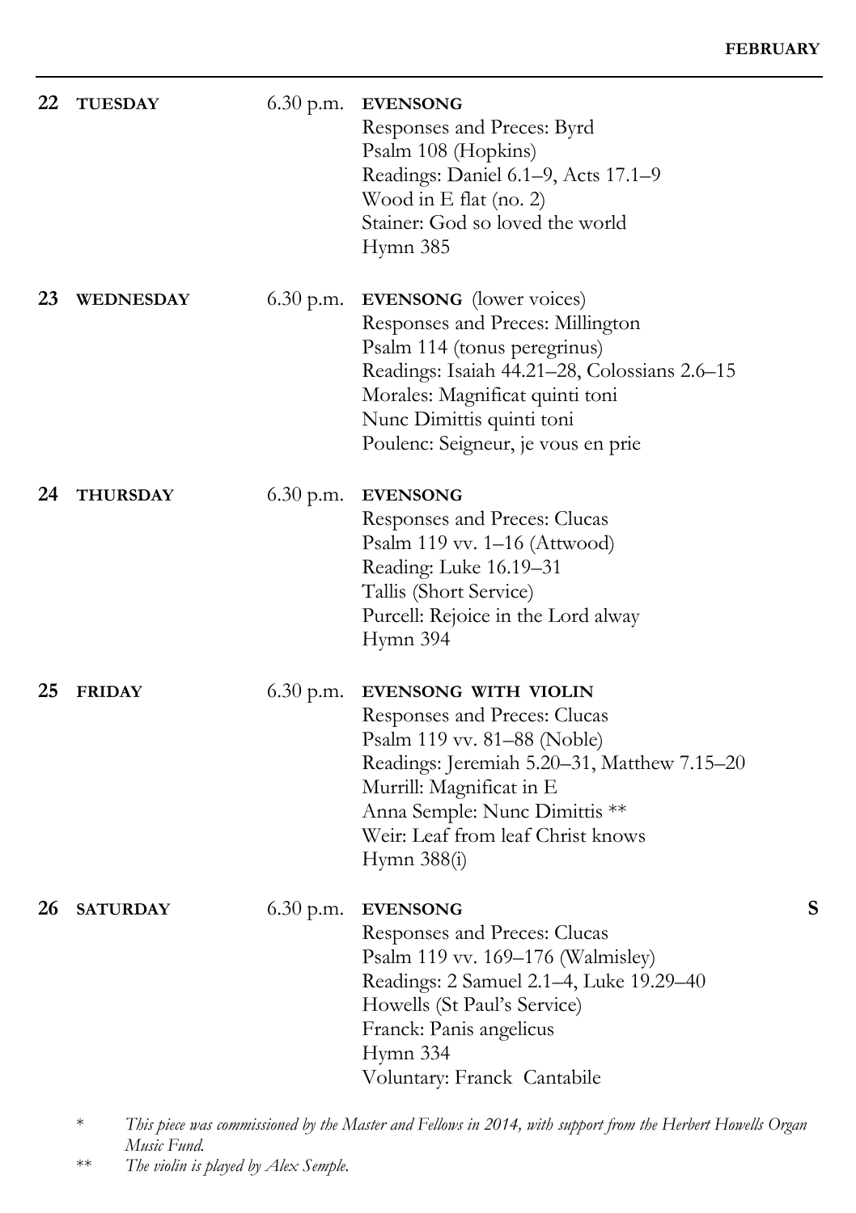**22 TUESDAY** 6.30 p.m. **EVENSONG**

Responses and Preces: Byrd
Psalm 108 (Hopkins)
Readings: Daniel 6.1–9, Acts 17.1–9
Wood in E flat (no. 2)
Stainer: God so loved the world
Hymn 385

**23 WEDNESDAY** 6.30 p.m. **EVENSONG** (lower voices)

Responses and Preces: Millington
Psalm 114 (tonus peregrinus)
Readings: Isaiah 44.21–28, Colossians 2.6–15
Morales: Magnificat quinti toni
Nunc Dimittis quinti toni
Poulenc: Seigneur, je vous en prie

**24 THURSDAY** 6.30 p.m. **EVENSONG**

Responses and Preces: Clucas
Psalm 119 vv. 1–16 (Attwood)
Reading: Luke 16.19–31
Tallis (Short Service)
Purcell: Rejoice in the Lord alway
Hymn 394

**25 FRIDAY** 6.30 p.m. **EVENSONG WITH VIOLIN**

Responses and Preces: Clucas
Psalm 119 vv. 81–88 (Noble)
Readings: Jeremiah 5.20–31, Matthew 7.15–20
Murrill: Magnificat in E
Anna Semple: Nunc Dimittis **
Weir: Leaf from leaf Christ knows
Hymn 388(i)

**26 SATURDAY** 6.30 p.m. **EVENSONG** **S**

Responses and Preces: Clucas
Psalm 119 vv. 169–176 (Walmisley)
Readings: 2 Samuel 2.1–4, Luke 19.29–40
Howells (St Paul's Service)
Franck: Panis angelicus
Hymn 334
Voluntary: Franck Cantabile

\* *This piece was commissioned by the Master and Fellows in 2014, with support from the Herbert Howells Organ Music Fund.*

\*\* *The violin is played by Alex Semple.*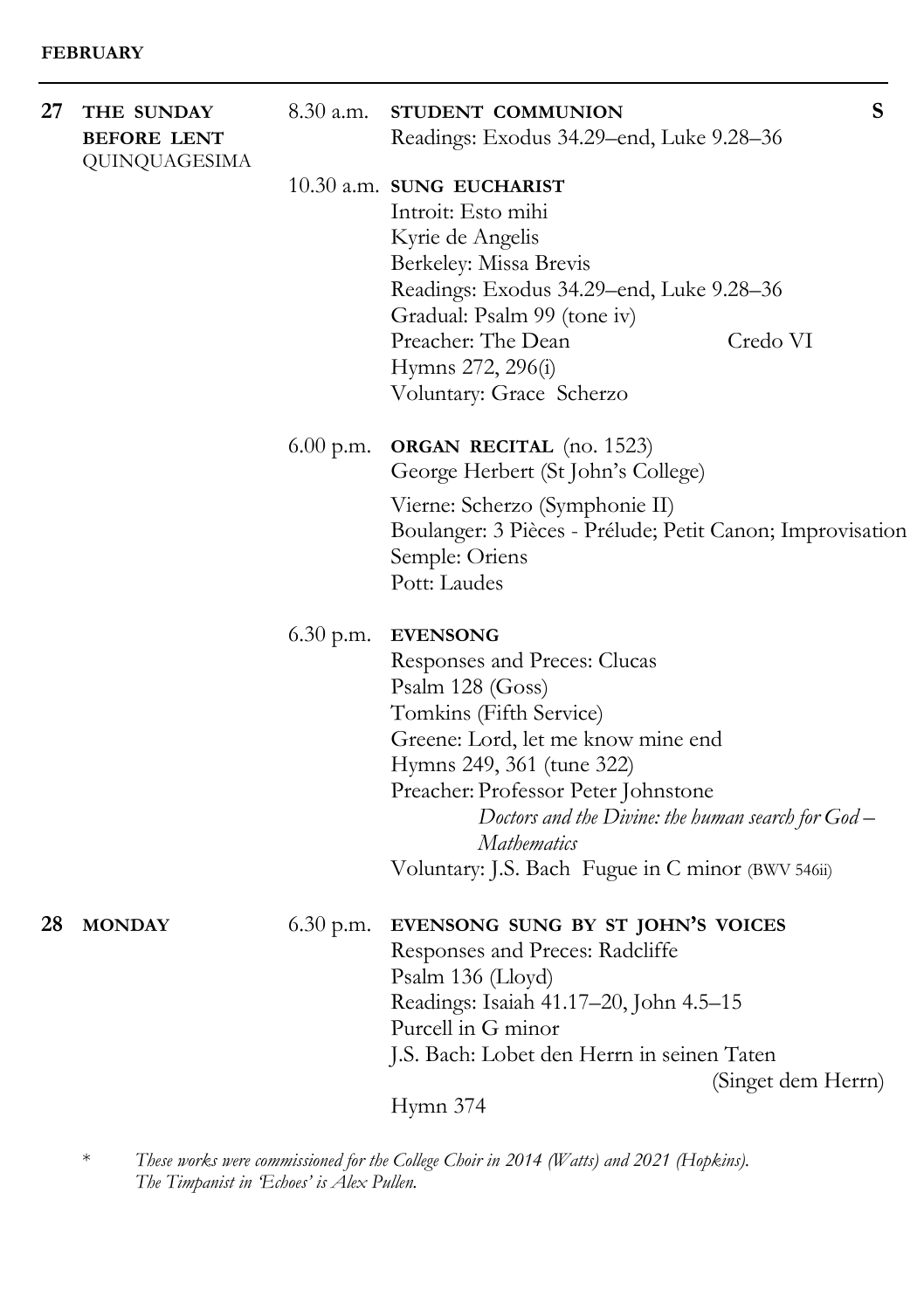**FEBRUARY**

---

**27 THE SUNDAY BEFORE LENT**
QUINQUAGESIMA

8.30 a.m. **STUDENT COMMUNION** **S**
Readings: Exodus 34.29–end, Luke 9.28–36

10.30 a.m. **SUNG EUCHARIST**
Introit: Esto mihi
Kyrie de Angelis
Berkeley: Missa Brevis
Readings: Exodus 34.29–end, Luke 9.28–36
Gradual: Psalm 99 (tone iv)
Preacher: The Dean — Credo VI
Hymns 272, 296(i)
Voluntary: Grace Scherzo

6.00 p.m. **ORGAN RECITAL** (no. 1523)
George Herbert (St John's College)

Vierne: Scherzo (Symphonie II)
Boulanger: 3 Pièces - Prélude; Petit Canon; Improvisation
Semple: Oriens
Pott: Laudes

6.30 p.m. **EVENSONG**
Responses and Preces: Clucas
Psalm 128 (Goss)
Tomkins (Fifth Service)
Greene: Lord, let me know mine end
Hymns 249, 361 (tune 322)
Preacher: Professor Peter Johnstone
*Doctors and the Divine: the human search for God – Mathematics*
Voluntary: J.S. Bach Fugue in C minor (BWV 546ii)

**28 MONDAY**

6.30 p.m. **EVENSONG SUNG BY ST JOHN'S VOICES**
Responses and Preces: Radcliffe
Psalm 136 (Lloyd)
Readings: Isaiah 41.17–20, John 4.5–15
Purcell in G minor
J.S. Bach: Lobet den Herrn in seinen Taten (Singet dem Herrn)
Hymn 374

\* *These works were commissioned for the College Choir in 2014 (Watts) and 2021 (Hopkins). The Timpanist in 'Echoes' is Alex Pullen.*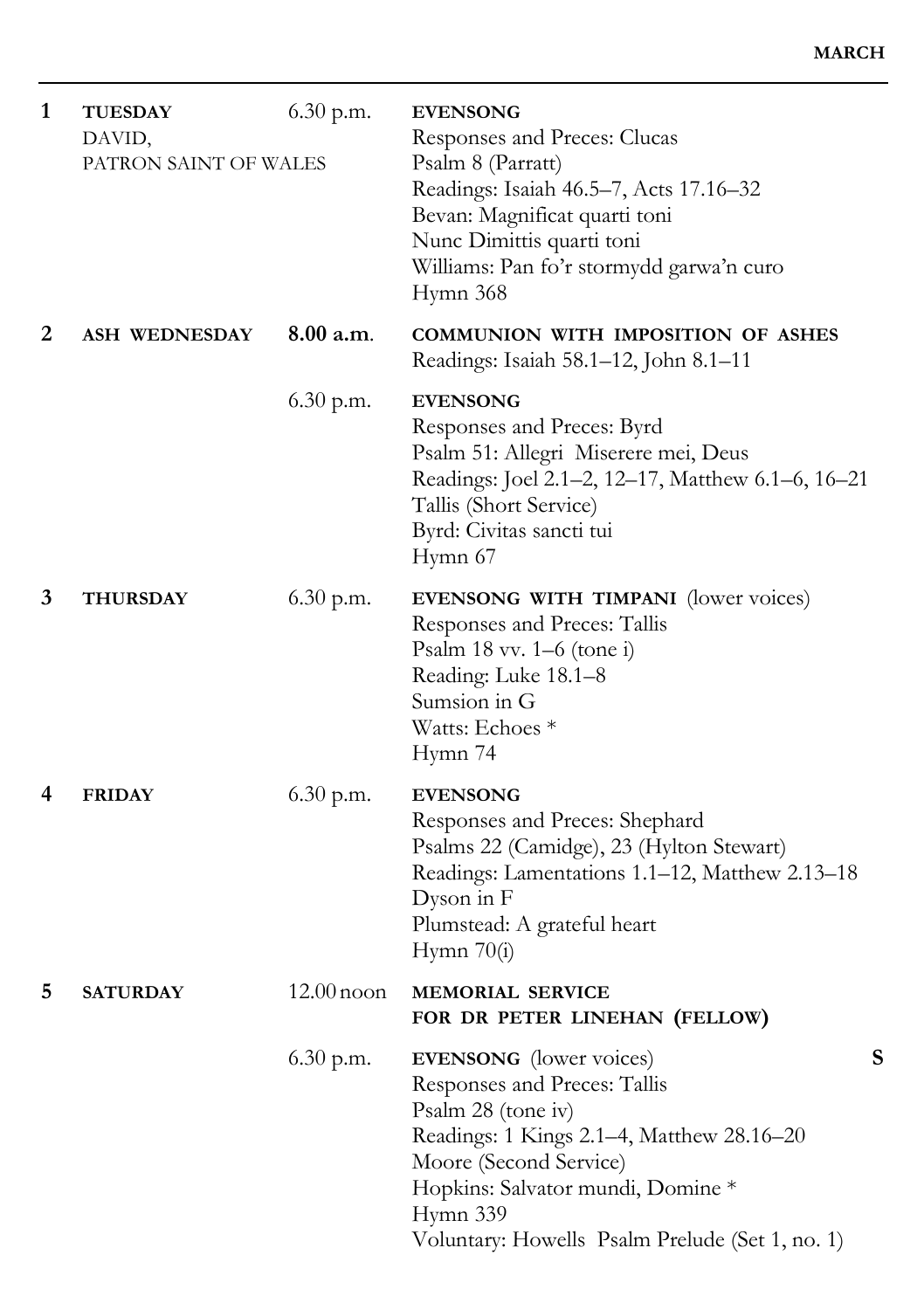**MARCH**

| | | | |
|---|---|---|---|
| **1** | **TUESDAY**<br>DAVID,<br>PATRON SAINT OF WALES | 6.30 p.m. | **EVENSONG**<br>Responses and Preces: Clucas<br>Psalm 8 (Parratt)<br>Readings: Isaiah 46.5–7, Acts 17.16–32<br>Bevan: Magnificat quarti toni<br>Nunc Dimittis quarti toni<br>Williams: Pan fo'r stormydd garwa'n curo<br>Hymn 368 |
| **2** | **ASH WEDNESDAY** | **8.00 a.m.** | **COMMUNION WITH IMPOSITION OF ASHES**<br>Readings: Isaiah 58.1–12, John 8.1–11 |
| | | 6.30 p.m. | **EVENSONG**<br>Responses and Preces: Byrd<br>Psalm 51: Allegri Miserere mei, Deus<br>Readings: Joel 2.1–2, 12–17, Matthew 6.1–6, 16–21<br>Tallis (Short Service)<br>Byrd: Civitas sancti tui<br>Hymn 67 |
| **3** | **THURSDAY** | 6.30 p.m. | **EVENSONG WITH TIMPANI** (lower voices)<br>Responses and Preces: Tallis<br>Psalm 18 vv. 1–6 (tone i)<br>Reading: Luke 18.1–8<br>Sumsion in G<br>Watts: Echoes *<br>Hymn 74 |
| **4** | **FRIDAY** | 6.30 p.m. | **EVENSONG**<br>Responses and Preces: Shephard<br>Psalms 22 (Camidge), 23 (Hylton Stewart)<br>Readings: Lamentations 1.1–12, Matthew 2.13–18<br>Dyson in F<br>Plumstead: A grateful heart<br>Hymn 70(i) |
| **5** | **SATURDAY** | 12.00 noon | **MEMORIAL SERVICE FOR DR PETER LINEHAN (FELLOW)** |
| | | 6.30 p.m. | **EVENSONG** (lower voices) **S**<br>Responses and Preces: Tallis<br>Psalm 28 (tone iv)<br>Readings: 1 Kings 2.1–4, Matthew 28.16–20<br>Moore (Second Service)<br>Hopkins: Salvator mundi, Domine *<br>Hymn 339<br>Voluntary: Howells Psalm Prelude (Set 1, no. 1) |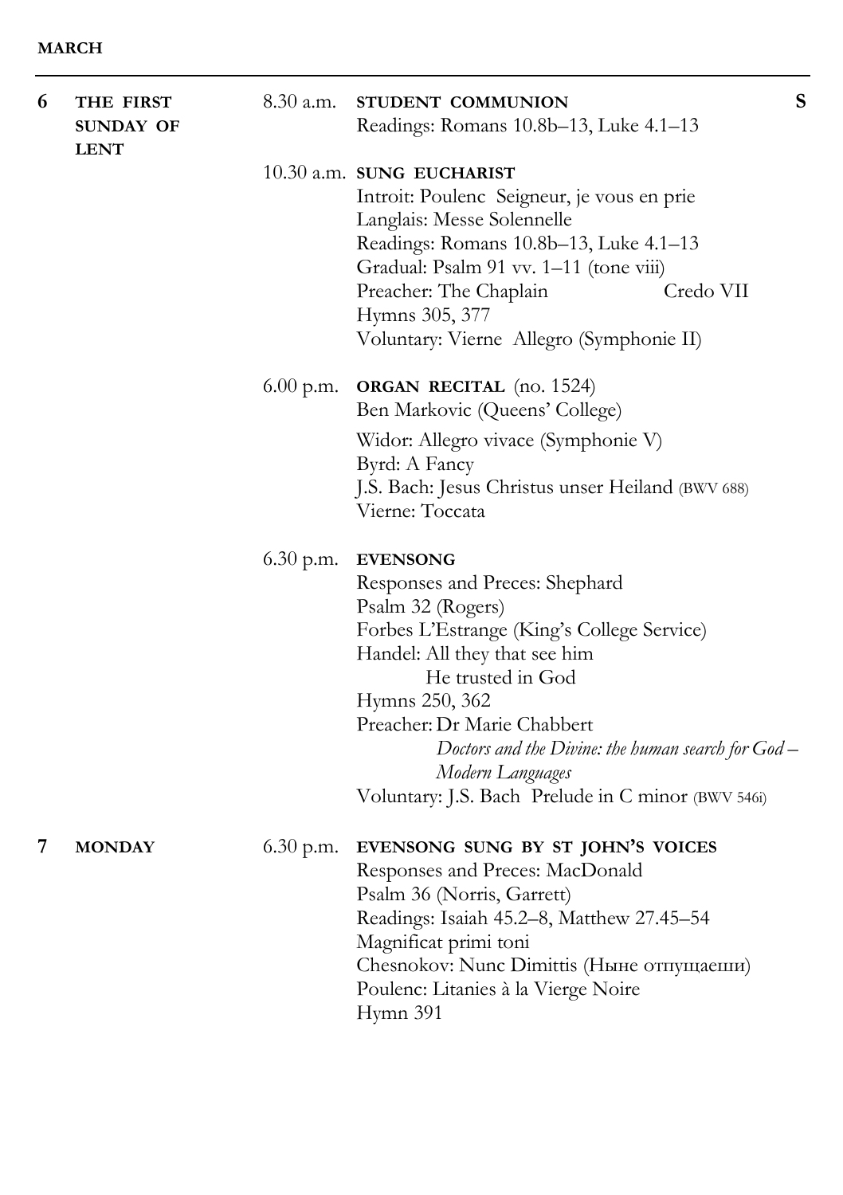**MARCH**

---

**6 THE FIRST SUNDAY OF LENT**

8.30 a.m. **STUDENT COMMUNION** **S**
Readings: Romans 10.8b–13, Luke 4.1–13

10.30 a.m. **SUNG EUCHARIST**
Introit: Poulenc Seigneur, je vous en prie
Langlais: Messe Solennelle
Readings: Romans 10.8b–13, Luke 4.1–13
Gradual: Psalm 91 vv. 1–11 (tone viii)
Preacher: The Chaplain Credo VII
Hymns 305, 377
Voluntary: Vierne Allegro (Symphonie II)

6.00 p.m. **ORGAN RECITAL** (no. 1524)
Ben Markovic (Queens' College)

Widor: Allegro vivace (Symphonie V)
Byrd: A Fancy
J.S. Bach: Jesus Christus unser Heiland (BWV 688)
Vierne: Toccata

6.30 p.m. **EVENSONG**
Responses and Preces: Shephard
Psalm 32 (Rogers)
Forbes L'Estrange (King's College Service)
Handel: All they that see him
He trusted in God
Hymns 250, 362
Preacher: Dr Marie Chabbert
*Doctors and the Divine: the human search for God – Modern Languages*
Voluntary: J.S. Bach Prelude in C minor (BWV 546i)

**7 MONDAY**

6.30 p.m. **EVENSONG SUNG BY ST JOHN'S VOICES**
Responses and Preces: MacDonald
Psalm 36 (Norris, Garrett)
Readings: Isaiah 45.2–8, Matthew 27.45–54
Magnificat primi toni
Chesnokov: Nunc Dimittis (Ныне отпущаеши)
Poulenc: Litanies à la Vierge Noire
Hymn 391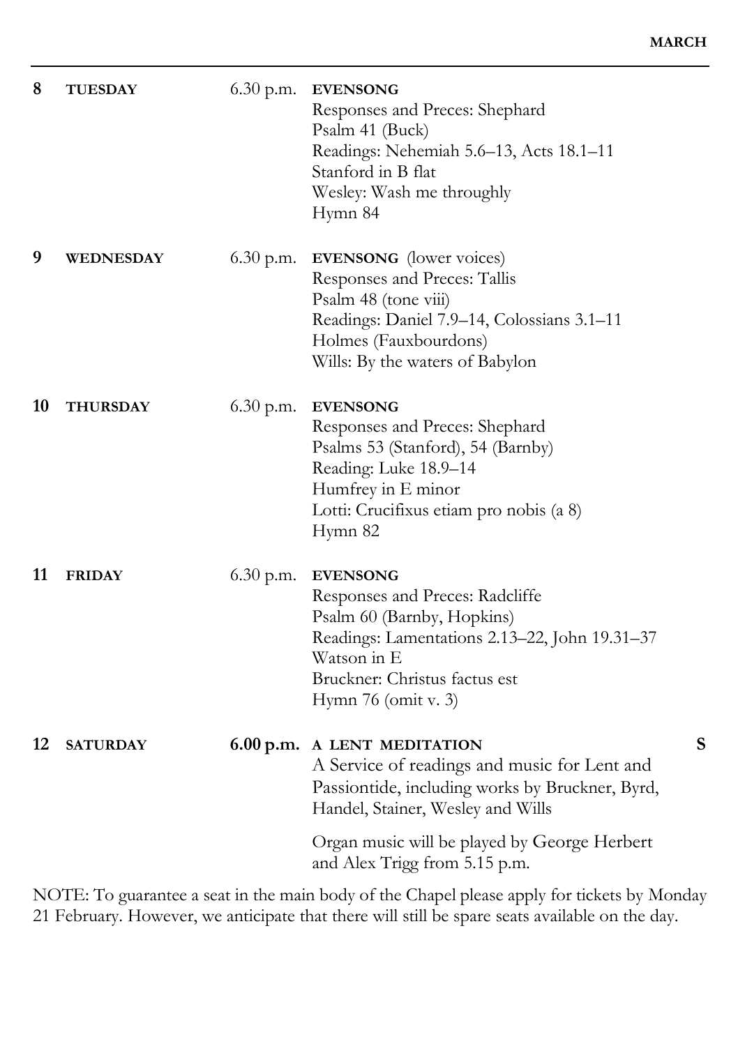**MARCH**

| | | | |
|---|---|---|---|
| **8** | **TUESDAY** | 6.30 p.m. | **EVENSONG**<br>Responses and Preces: Shephard<br>Psalm 41 (Buck)<br>Readings: Nehemiah 5.6–13, Acts 18.1–11<br>Stanford in B flat<br>Wesley: Wash me throughly<br>Hymn 84 |
| **9** | **WEDNESDAY** | 6.30 p.m. | **EVENSONG** (lower voices)<br>Responses and Preces: Tallis<br>Psalm 48 (tone viii)<br>Readings: Daniel 7.9–14, Colossians 3.1–11<br>Holmes (Fauxbourdons)<br>Wills: By the waters of Babylon |
| **10** | **THURSDAY** | 6.30 p.m. | **EVENSONG**<br>Responses and Preces: Shephard<br>Psalms 53 (Stanford), 54 (Barnby)<br>Reading: Luke 18.9–14<br>Humfrey in E minor<br>Lotti: Crucifixus etiam pro nobis (a 8)<br>Hymn 82 |
| **11** | **FRIDAY** | 6.30 p.m. | **EVENSONG**<br>Responses and Preces: Radcliffe<br>Psalm 60 (Barnby, Hopkins)<br>Readings: Lamentations 2.13–22, John 19.31–37<br>Watson in E<br>Bruckner: Christus factus est<br>Hymn 76 (omit v. 3) |
| **12** | **SATURDAY** | **6.00 p.m.** | **A LENT MEDITATION** **S**<br>A Service of readings and music for Lent and Passiontide, including works by Bruckner, Byrd, Handel, Stainer, Wesley and Wills<br><br>Organ music will be played by George Herbert and Alex Trigg from 5.15 p.m. |

NOTE: To guarantee a seat in the main body of the Chapel please apply for tickets by Monday 21 February. However, we anticipate that there will still be spare seats available on the day.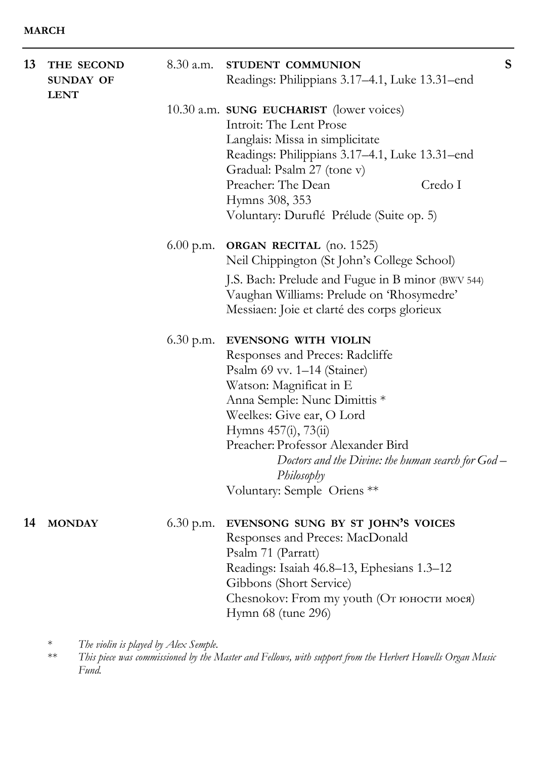**MARCH**

---

**13 THE SECOND SUNDAY OF LENT**

8.30 a.m. **STUDENT COMMUNION** **S**
Readings: Philippians 3.17–4.1, Luke 13.31–end

10.30 a.m. **SUNG EUCHARIST** (lower voices)
Introit: The Lent Prose
Langlais: Missa in simplicitate
Readings: Philippians 3.17–4.1, Luke 13.31–end
Gradual: Psalm 27 (tone v)
Preacher: The Dean — Credo I
Hymns 308, 353
Voluntary: Duruflé Prélude (Suite op. 5)

6.00 p.m. **ORGAN RECITAL** (no. 1525)
Neil Chippington (St John's College School)
J.S. Bach: Prelude and Fugue in B minor (BWV 544)
Vaughan Williams: Prelude on 'Rhosymedre'
Messiaen: Joie et clarté des corps glorieux

6.30 p.m. **EVENSONG WITH VIOLIN**
Responses and Preces: Radcliffe
Psalm 69 vv. 1–14 (Stainer)
Watson: Magnificat in E
Anna Semple: Nunc Dimittis *
Weelkes: Give ear, O Lord
Hymns 457(i), 73(ii)
Preacher: Professor Alexander Bird
*Doctors and the Divine: the human search for God – Philosophy*
Voluntary: Semple Oriens **

**14 MONDAY**

6.30 p.m. **EVENSONG SUNG BY ST JOHN'S VOICES**
Responses and Preces: MacDonald
Psalm 71 (Parratt)
Readings: Isaiah 46.8–13, Ephesians 1.3–12
Gibbons (Short Service)
Chesnokov: From my youth (От юности моея)
Hymn 68 (tune 296)

\* *The violin is played by Alex Semple.*
\*\* *This piece was commissioned by the Master and Fellows, with support from the Herbert Howells Organ Music Fund.*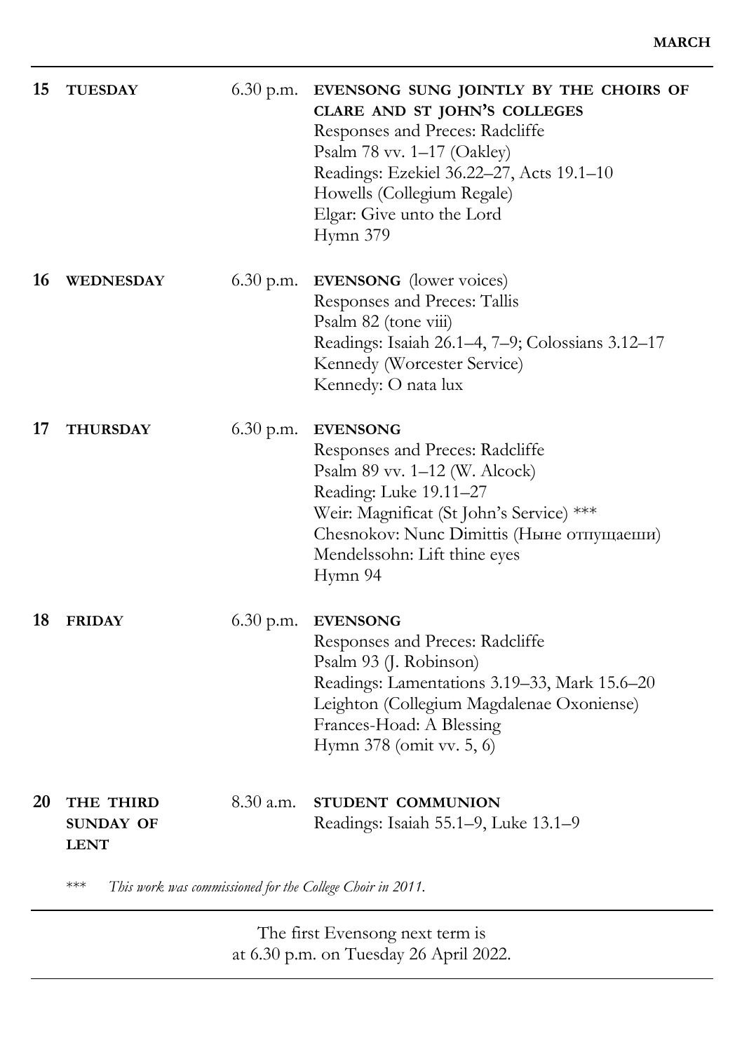**MARCH**

**15** **TUESDAY** 6.30 p.m. **EVENSONG SUNG JOINTLY BY THE CHOIRS OF CLARE AND ST JOHN'S COLLEGES**
Responses and Preces: Radcliffe
Psalm 78 vv. 1–17 (Oakley)
Readings: Ezekiel 36.22–27, Acts 19.1–10
Howells (Collegium Regale)
Elgar: Give unto the Lord
Hymn 379

**16** **WEDNESDAY** 6.30 p.m. **EVENSONG** (lower voices)
Responses and Preces: Tallis
Psalm 82 (tone viii)
Readings: Isaiah 26.1–4, 7–9; Colossians 3.12–17
Kennedy (Worcester Service)
Kennedy: O nata lux

**17** **THURSDAY** 6.30 p.m. **EVENSONG**
Responses and Preces: Radcliffe
Psalm 89 vv. 1–12 (W. Alcock)
Reading: Luke 19.11–27
Weir: Magnificat (St John's Service) ***
Chesnokov: Nunc Dimittis (Ныне отпущаеши)
Mendelssohn: Lift thine eyes
Hymn 94

**18** **FRIDAY** 6.30 p.m. **EVENSONG**
Responses and Preces: Radcliffe
Psalm 93 (J. Robinson)
Readings: Lamentations 3.19–33, Mark 15.6–20
Leighton (Collegium Magdalenae Oxoniense)
Frances-Hoad: A Blessing
Hymn 378 (omit vv. 5, 6)

**20** **THE THIRD SUNDAY OF LENT** 8.30 a.m. **STUDENT COMMUNION**
Readings: Isaiah 55.1–9, Luke 13.1–9

*** *This work was commissioned for the College Choir in 2011.*

---

The first Evensong next term is
at 6.30 p.m. on Tuesday 26 April 2022.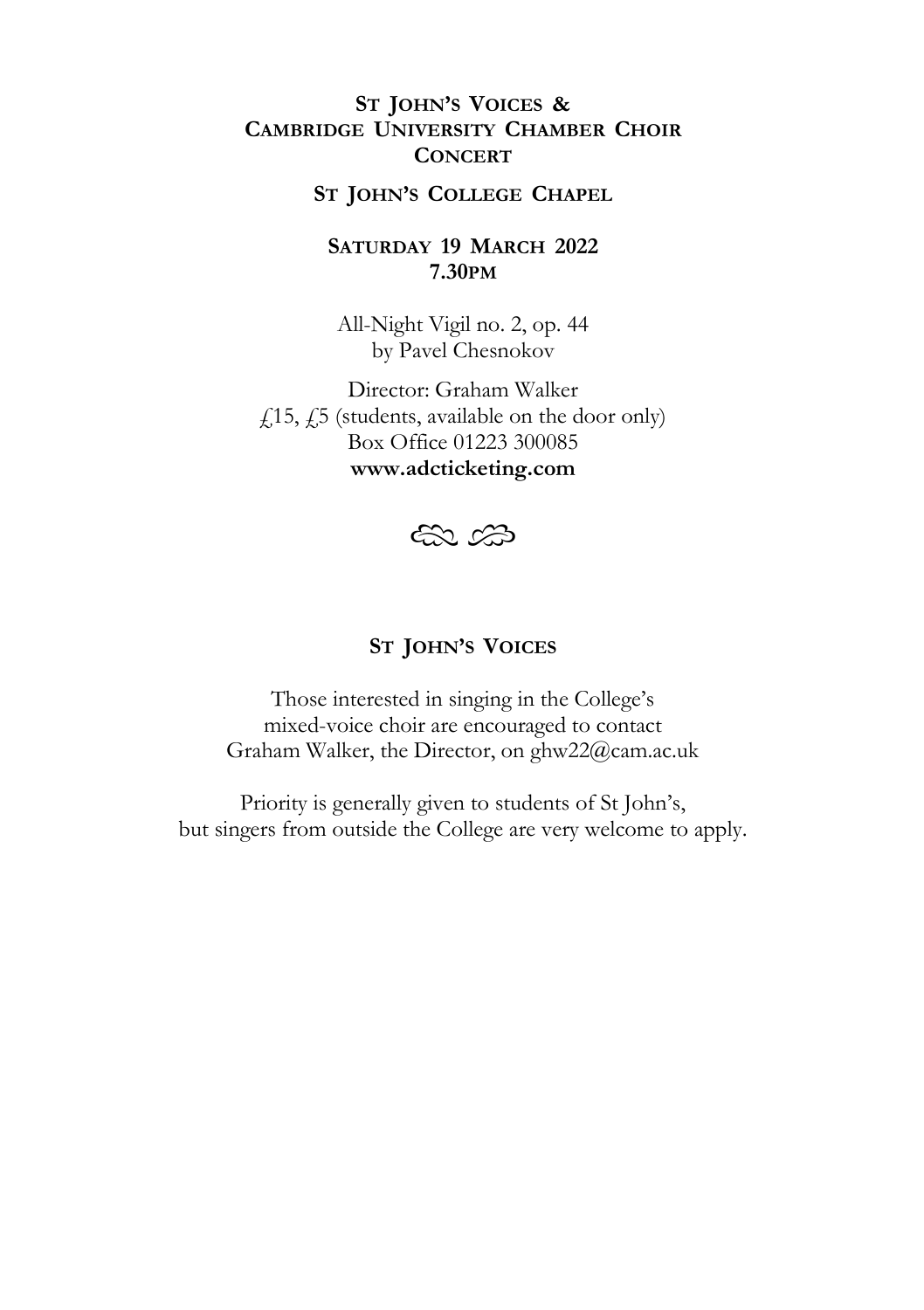## ST JOHN'S VOICES & CAMBRIDGE UNIVERSITY CHAMBER CHOIR CONCERT

**ST JOHN'S COLLEGE CHAPEL**

**SATURDAY 19 MARCH 2022**
**7.30PM**

All-Night Vigil no. 2, op. 44
by Pavel Chesnokov

Director: Graham Walker
£15, £5 (students, available on the door only)
Box Office 01223 300085
**www.adcticketing.com**

## ST JOHN'S VOICES

Those interested in singing in the College's mixed-voice choir are encouraged to contact Graham Walker, the Director, on ghw22@cam.ac.uk

Priority is generally given to students of St John's, but singers from outside the College are very welcome to apply.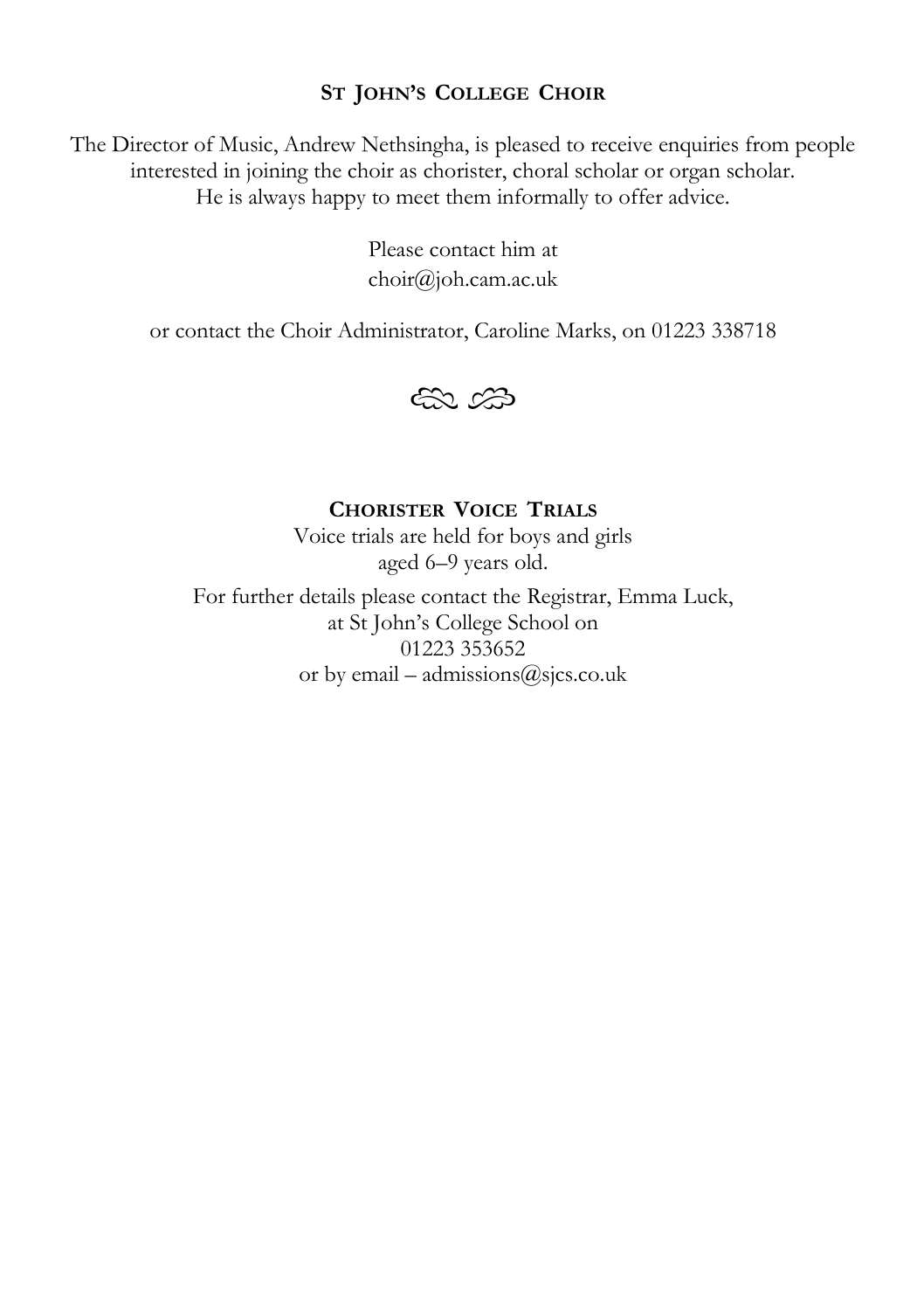## ST JOHN'S COLLEGE CHOIR

The Director of Music, Andrew Nethsingha, is pleased to receive enquiries from people interested in joining the choir as chorister, choral scholar or organ scholar. He is always happy to meet them informally to offer advice.

Please contact him at
choir@joh.cam.ac.uk

or contact the Choir Administrator, Caroline Marks, on 01223 338718

## CHORISTER VOICE TRIALS

Voice trials are held for boys and girls aged 6–9 years old.

For further details please contact the Registrar, Emma Luck, at St John's College School on 01223 353652 or by email – admissions@sjcs.co.uk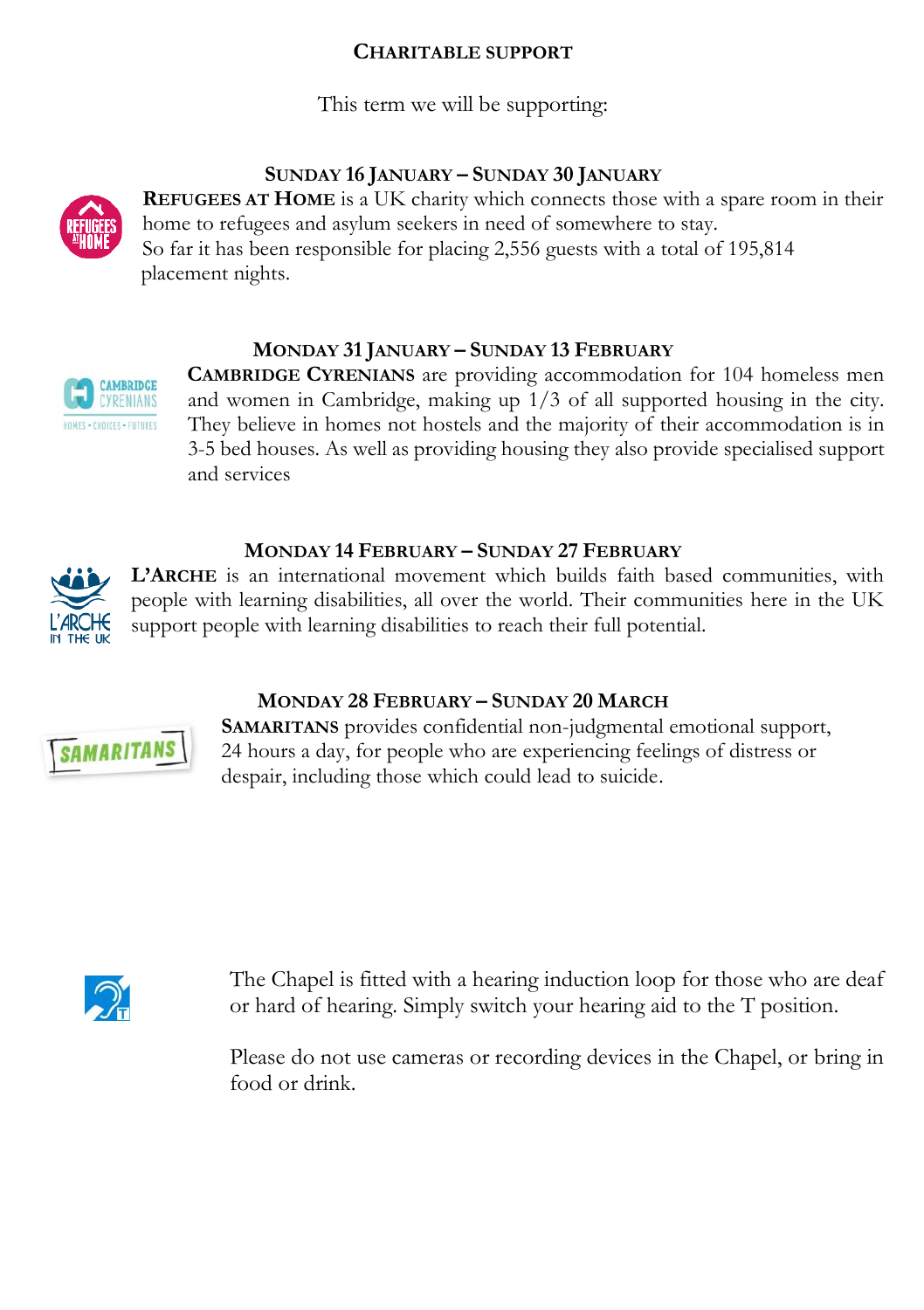## Charitable Support

This term we will be supporting:

### Sunday 16 January – Sunday 30 January

**Refugees at Home** is a UK charity which connects those with a spare room in their home to refugees and asylum seekers in need of somewhere to stay.
So far it has been responsible for placing 2,556 guests with a total of 195,814 placement nights.

### Monday 31 January – Sunday 13 February

**Cambridge Cyrenians** are providing accommodation for 104 homeless men and women in Cambridge, making up 1/3 of all supported housing in the city. They believe in homes not hostels and the majority of their accommodation is in 3-5 bed houses. As well as providing housing they also provide specialised support and services

### Monday 14 February – Sunday 27 February

**L'Arche** is an international movement which builds faith based communities, with people with learning disabilities, all over the world. Their communities here in the UK support people with learning disabilities to reach their full potential.

### Monday 28 February – Sunday 20 March

**Samaritans** provides confidential non-judgmental emotional support, 24 hours a day, for people who are experiencing feelings of distress or despair, including those which could lead to suicide.

The Chapel is fitted with a hearing induction loop for those who are deaf or hard of hearing. Simply switch your hearing aid to the T position.

Please do not use cameras or recording devices in the Chapel, or bring in food or drink.